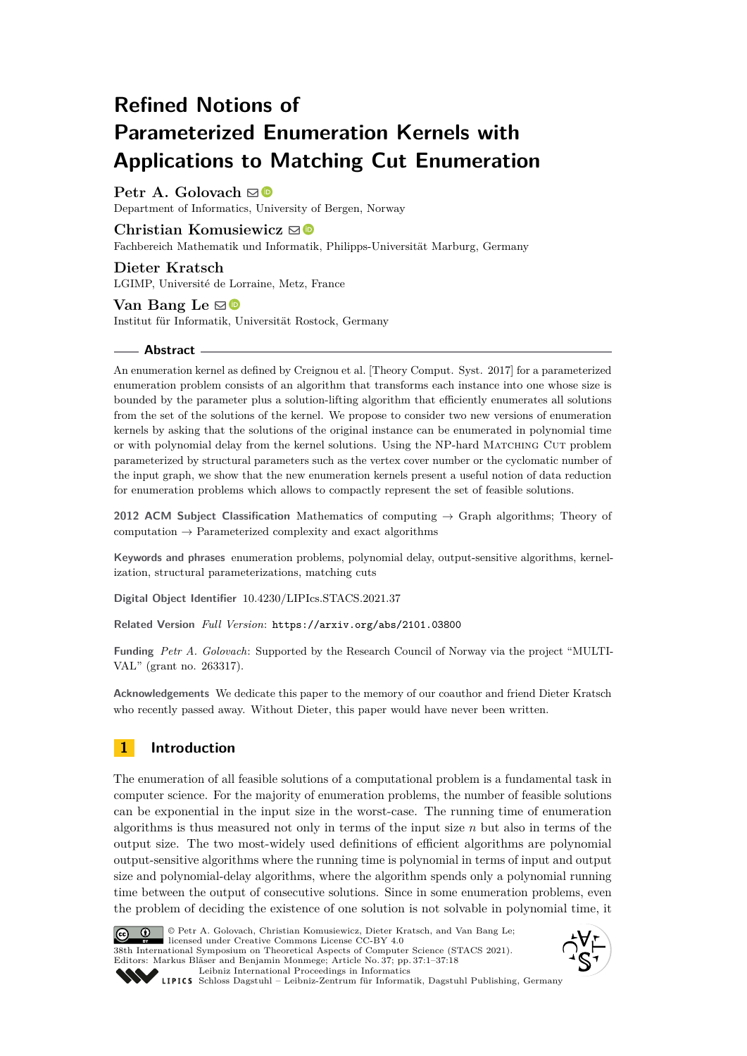# Refined Notions of Parameterized Enumeration Kernels with Applications to Matching Cut Enumeration

**Petr A. Golovach**
Department of Informatics, University of Bergen, Norway

**Christian Komusiewicz**
Fachbereich Mathematik und Informatik, Philipps-Universität Marburg, Germany

**Dieter Kratsch**
LGIMP, Université de Lorraine, Metz, France

**Van Bang Le**
Institut für Informatik, Universität Rostock, Germany

## Abstract

An enumeration kernel as defined by Creignou et al. [Theory Comput. Syst. 2017] for a parameterized enumeration problem consists of an algorithm that transforms each instance into one whose size is bounded by the parameter plus a solution-lifting algorithm that efficiently enumerates all solutions from the set of the solutions of the kernel. We propose to consider two new versions of enumeration kernels by asking that the solutions of the original instance can be enumerated in polynomial time or with polynomial delay from the kernel solutions. Using the NP-hard Matching Cut problem parameterized by structural parameters such as the vertex cover number or the cyclomatic number of the input graph, we show that the new enumeration kernels present a useful notion of data reduction for enumeration problems which allows to compactly represent the set of feasible solutions.

**2012 ACM Subject Classification** Mathematics of computing → Graph algorithms; Theory of computation → Parameterized complexity and exact algorithms

**Keywords and phrases** enumeration problems, polynomial delay, output-sensitive algorithms, kernelization, structural parameterizations, matching cuts

**Digital Object Identifier** 10.4230/LIPIcs.STACS.2021.37

**Related Version** *Full Version*: https://arxiv.org/abs/2101.03800

**Funding** *Petr A. Golovach*: Supported by the Research Council of Norway via the project "MULTIVAL" (grant no. 263317).

**Acknowledgements** We dedicate this paper to the memory of our coauthor and friend Dieter Kratsch who recently passed away. Without Dieter, this paper would have never been written.

## 1 Introduction

The enumeration of all feasible solutions of a computational problem is a fundamental task in computer science. For the majority of enumeration problems, the number of feasible solutions can be exponential in the input size in the worst-case. The running time of enumeration algorithms is thus measured not only in terms of the input size $n$ but also in terms of the output size. The two most-widely used definitions of efficient algorithms are polynomial output-sensitive algorithms where the running time is polynomial in terms of input and output size and polynomial-delay algorithms, where the algorithm spends only a polynomial running time between the output of consecutive solutions. Since in some enumeration problems, even the problem of deciding the existence of one solution is not solvable in polynomial time, it

© Petr A. Golovach, Christian Komusiewicz, Dieter Kratsch, and Van Bang Le; licensed under Creative Commons License CC-BY 4.0
38th International Symposium on Theoretical Aspects of Computer Science (STACS 2021).
Editors: Markus Bläser and Benjamin Monmege; Article No. 37; pp. 37:1–37:18
Leibniz International Proceedings in Informatics
Schloss Dagstuhl – Leibniz-Zentrum für Informatik, Dagstuhl Publishing, Germany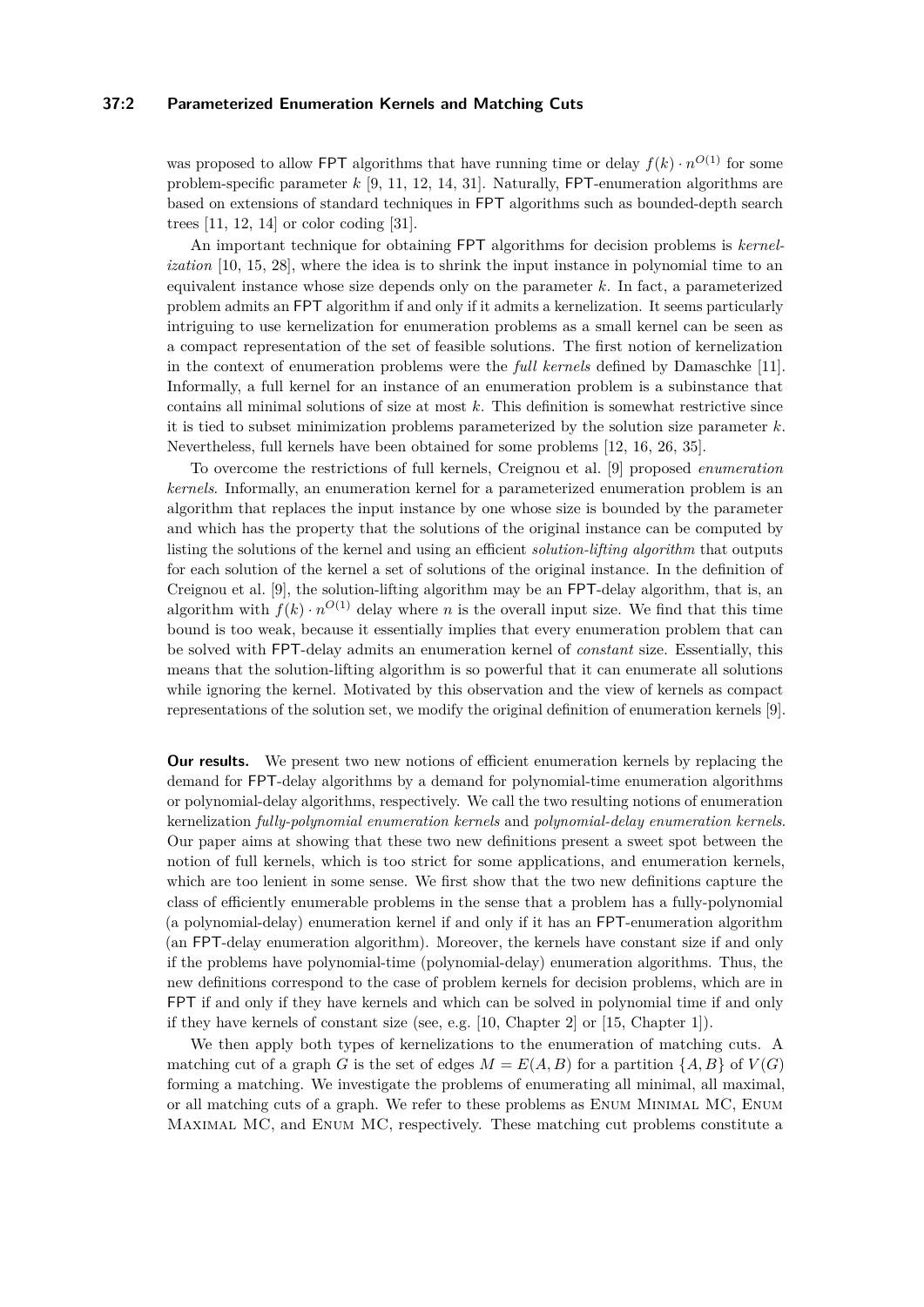was proposed to allow FPT algorithms that have running time or delay $f(k) \cdot n^{O(1)}$ for some problem-specific parameter $k$ [9, 11, 12, 14, 31]. Naturally, FPT-enumeration algorithms are based on extensions of standard techniques in FPT algorithms such as bounded-depth search trees [11, 12, 14] or color coding [31].

An important technique for obtaining FPT algorithms for decision problems is *kernelization* [10, 15, 28], where the idea is to shrink the input instance in polynomial time to an equivalent instance whose size depends only on the parameter $k$. In fact, a parameterized problem admits an FPT algorithm if and only if it admits a kernelization. It seems particularly intriguing to use kernelization for enumeration problems as a small kernel can be seen as a compact representation of the set of feasible solutions. The first notion of kernelization in the context of enumeration problems were the *full kernels* defined by Damaschke [11]. Informally, a full kernel for an instance of an enumeration problem is a subinstance that contains all minimal solutions of size at most $k$. This definition is somewhat restrictive since it is tied to subset minimization problems parameterized by the solution size parameter $k$. Nevertheless, full kernels have been obtained for some problems [12, 16, 26, 35].

To overcome the restrictions of full kernels, Creignou et al. [9] proposed *enumeration kernels*. Informally, an enumeration kernel for a parameterized enumeration problem is an algorithm that replaces the input instance by one whose size is bounded by the parameter and which has the property that the solutions of the original instance can be computed by listing the solutions of the kernel and using an efficient *solution-lifting algorithm* that outputs for each solution of the kernel a set of solutions of the original instance. In the definition of Creignou et al. [9], the solution-lifting algorithm may be an FPT-delay algorithm, that is, an algorithm with $f(k) \cdot n^{O(1)}$ delay where $n$ is the overall input size. We find that this time bound is too weak, because it essentially implies that every enumeration problem that can be solved with FPT-delay admits an enumeration kernel of *constant* size. Essentially, this means that the solution-lifting algorithm is so powerful that it can enumerate all solutions while ignoring the kernel. Motivated by this observation and the view of kernels as compact representations of the solution set, we modify the original definition of enumeration kernels [9].

**Our results.** We present two new notions of efficient enumeration kernels by replacing the demand for FPT-delay algorithms by a demand for polynomial-time enumeration algorithms or polynomial-delay algorithms, respectively. We call the two resulting notions of enumeration kernelization *fully-polynomial enumeration kernels* and *polynomial-delay enumeration kernels*. Our paper aims at showing that these two new definitions present a sweet spot between the notion of full kernels, which is too strict for some applications, and enumeration kernels, which are too lenient in some sense. We first show that the two new definitions capture the class of efficiently enumerable problems in the sense that a problem has a fully-polynomial (a polynomial-delay) enumeration kernel if and only if it has an FPT-enumeration algorithm (an FPT-delay enumeration algorithm). Moreover, the kernels have constant size if and only if the problems have polynomial-time (polynomial-delay) enumeration algorithms. Thus, the new definitions correspond to the case of problem kernels for decision problems, which are in FPT if and only if they have kernels and which can be solved in polynomial time if and only if they have kernels of constant size (see, e.g. [10, Chapter 2] or [15, Chapter 1]).

We then apply both types of kernelizations to the enumeration of matching cuts. A matching cut of a graph $G$ is the set of edges $M = E(A, B)$ for a partition $\{A, B\}$ of $V(G)$ forming a matching. We investigate the problems of enumerating all minimal, all maximal, or all matching cuts of a graph. We refer to these problems as Enum Minimal MC, Enum Maximal MC, and Enum MC, respectively. These matching cut problems constitute a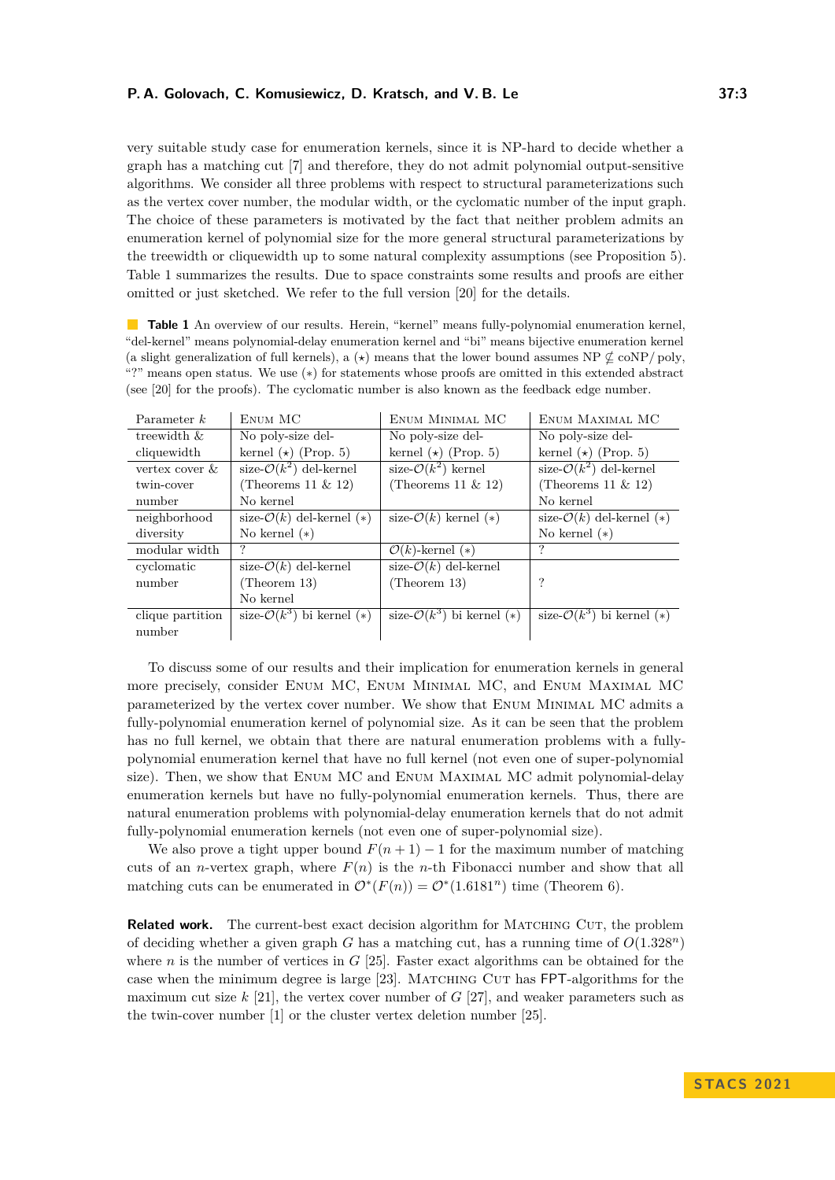very suitable study case for enumeration kernels, since it is NP-hard to decide whether a graph has a matching cut [7] and therefore, they do not admit polynomial output-sensitive algorithms. We consider all three problems with respect to structural parameterizations such as the vertex cover number, the modular width, or the cyclomatic number of the input graph. The choice of these parameters is motivated by the fact that neither problem admits an enumeration kernel of polynomial size for the more general structural parameterizations by the treewidth or cliquewidth up to some natural complexity assumptions (see Proposition 5). Table 1 summarizes the results. Due to space constraints some results and proofs are either omitted or just sketched. We refer to the full version [20] for the details.

**Table 1** An overview of our results. Herein, "kernel" means fully-polynomial enumeration kernel, "del-kernel" means polynomial-delay enumeration kernel and "bi" means bijective enumeration kernel (a slight generalization of full kernels), a (⋆) means that the lower bound assumes NP $\not\subseteq$ coNP/poly, "?" means open status. We use (∗) for statements whose proofs are omitted in this extended abstract (see [20] for the proofs). The cyclomatic number is also known as the feedback edge number.

| Parameter $k$ | Enum MC | Enum Minimal MC | Enum Maximal MC |
|---|---|---|---|
| treewidth & cliquewidth | No poly-size del-kernel (⋆) (Prop. 5) | No poly-size del-kernel (⋆) (Prop. 5) | No poly-size del-kernel (⋆) (Prop. 5) |
| vertex cover & twin-cover number | size-$\mathcal{O}(k^2)$ del-kernel (Theorems 11 & 12) No kernel | size-$\mathcal{O}(k^2)$ kernel (Theorems 11 & 12) | size-$\mathcal{O}(k^2)$ del-kernel (Theorems 11 & 12) No kernel |
| neighborhood diversity | size-$\mathcal{O}(k)$ del-kernel (∗) No kernel (∗) | size-$\mathcal{O}(k)$ kernel (∗) | size-$\mathcal{O}(k)$ del-kernel (∗) No kernel (∗) |
| modular width | ? | $\mathcal{O}(k)$-kernel (∗) | ? |
| cyclomatic number | size-$\mathcal{O}(k)$ del-kernel (Theorem 13) No kernel | size-$\mathcal{O}(k)$ del-kernel (Theorem 13) | ? |
| clique partition number | size-$\mathcal{O}(k^3)$ bi kernel (∗) | size-$\mathcal{O}(k^3)$ bi kernel (∗) | size-$\mathcal{O}(k^3)$ bi kernel (∗) |

To discuss some of our results and their implication for enumeration kernels in general more precisely, consider Enum MC, Enum Minimal MC, and Enum Maximal MC parameterized by the vertex cover number. We show that Enum Minimal MC admits a fully-polynomial enumeration kernel of polynomial size. As it can be seen that the problem has no full kernel, we obtain that there are natural enumeration problems with a fully-polynomial enumeration kernel that have no full kernel (not even one of super-polynomial size). Then, we show that Enum MC and Enum Maximal MC admit polynomial-delay enumeration kernels but have no fully-polynomial enumeration kernels. Thus, there are natural enumeration problems with polynomial-delay enumeration kernels that do not admit fully-polynomial enumeration kernels (not even one of super-polynomial size).

We also prove a tight upper bound $F(n + 1) - 1$ for the maximum number of matching cuts of an $n$-vertex graph, where $F(n)$ is the $n$-th Fibonacci number and show that all matching cuts can be enumerated in $\mathcal{O}^*(F(n)) = \mathcal{O}^*(1.6181^n)$ time (Theorem 6).

**Related work.** The current-best exact decision algorithm for Matching Cut, the problem of deciding whether a given graph $G$ has a matching cut, has a running time of $O(1.328^n)$ where $n$ is the number of vertices in $G$ [25]. Faster exact algorithms can be obtained for the case when the minimum degree is large [23]. Matching Cut has FPT-algorithms for the maximum cut size $k$ [21], the vertex cover number of $G$ [27], and weaker parameters such as the twin-cover number [1] or the cluster vertex deletion number [25].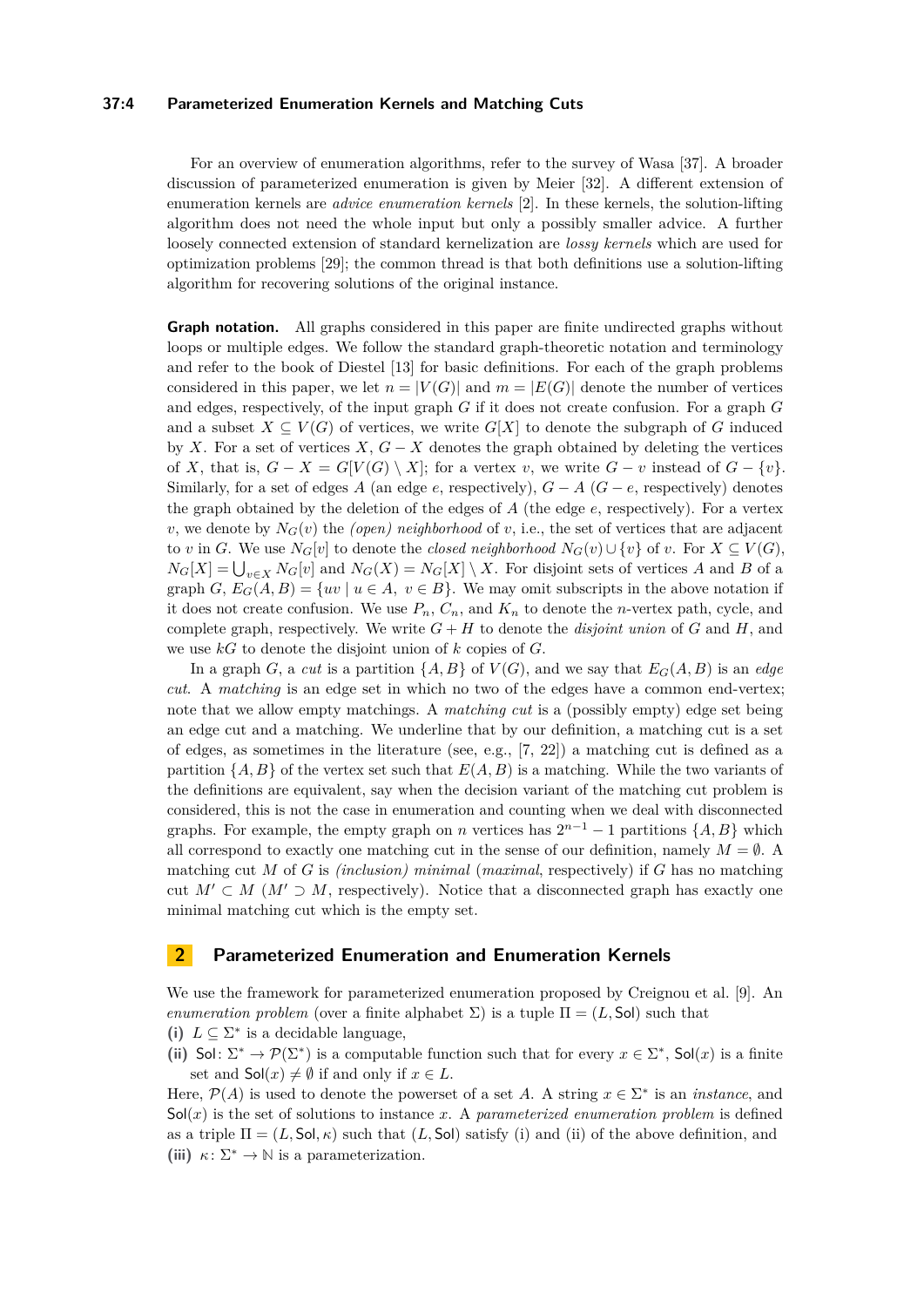For an overview of enumeration algorithms, refer to the survey of Wasa [37]. A broader discussion of parameterized enumeration is given by Meier [32]. A different extension of enumeration kernels are *advice enumeration kernels* [2]. In these kernels, the solution-lifting algorithm does not need the whole input but only a possibly smaller advice. A further loosely connected extension of standard kernelization are *lossy kernels* which are used for optimization problems [29]; the common thread is that both definitions use a solution-lifting algorithm for recovering solutions of the original instance.

**Graph notation.** All graphs considered in this paper are finite undirected graphs without loops or multiple edges. We follow the standard graph-theoretic notation and terminology and refer to the book of Diestel [13] for basic definitions. For each of the graph problems considered in this paper, we let $n = |V(G)|$ and $m = |E(G)|$ denote the number of vertices and edges, respectively, of the input graph $G$ if it does not create confusion. For a graph $G$ and a subset $X \subseteq V(G)$ of vertices, we write $G[X]$ to denote the subgraph of $G$ induced by $X$. For a set of vertices $X$, $G - X$ denotes the graph obtained by deleting the vertices of $X$, that is, $G - X = G[V(G) \setminus X]$; for a vertex $v$, we write $G - v$ instead of $G - \{v\}$. Similarly, for a set of edges $A$ (an edge $e$, respectively), $G - A$ ($G - e$, respectively) denotes the graph obtained by the deletion of the edges of $A$ (the edge $e$, respectively). For a vertex $v$, we denote by $N_G(v)$ the *(open) neighborhood* of $v$, i.e., the set of vertices that are adjacent to $v$ in $G$. We use $N_G[v]$ to denote the *closed neighborhood* $N_G(v) \cup \{v\}$ of $v$. For $X \subseteq V(G)$, $N_G[X] = \bigcup_{v \in X} N_G[v]$ and $N_G(X) = N_G[X] \setminus X$. For disjoint sets of vertices $A$ and $B$ of a graph $G$, $E_G(A, B) = \{uv \mid u \in A,\ v \in B\}$. We may omit subscripts in the above notation if it does not create confusion. We use $P_n$, $C_n$, and $K_n$ to denote the $n$-vertex path, cycle, and complete graph, respectively. We write $G + H$ to denote the *disjoint union* of $G$ and $H$, and we use $kG$ to denote the disjoint union of $k$ copies of $G$.

In a graph $G$, a *cut* is a partition $\{A, B\}$ of $V(G)$, and we say that $E_G(A, B)$ is an *edge cut*. A *matching* is an edge set in which no two of the edges have a common end-vertex; note that we allow empty matchings. A *matching cut* is a (possibly empty) edge set being an edge cut and a matching. We underline that by our definition, a matching cut is a set of edges, as sometimes in the literature (see, e.g., [7, 22]) a matching cut is defined as a partition $\{A, B\}$ of the vertex set such that $E(A, B)$ is a matching. While the two variants of the definitions are equivalent, say when the decision variant of the matching cut problem is considered, this is not the case in enumeration and counting when we deal with disconnected graphs. For example, the empty graph on $n$ vertices has $2^{n-1} - 1$ partitions $\{A, B\}$ which all correspond to exactly one matching cut in the sense of our definition, namely $M = \emptyset$. A matching cut $M$ of $G$ is *(inclusion) minimal* (*maximal*, respectively) if $G$ has no matching cut $M' \subset M$ ($M' \supset M$, respectively). Notice that a disconnected graph has exactly one minimal matching cut which is the empty set.

## 2 Parameterized Enumeration and Enumeration Kernels

We use the framework for parameterized enumeration proposed by Creignou et al. [9]. An *enumeration problem* (over a finite alphabet $\Sigma$) is a tuple $\Pi = (L, \mathsf{Sol})$ such that

**(i)** $L \subseteq \Sigma^*$ is a decidable language,

**(ii)** $\mathsf{Sol}\colon \Sigma^* \to \mathcal{P}(\Sigma^*)$ is a computable function such that for every $x \in \Sigma^*$, $\mathsf{Sol}(x)$ is a finite set and $\mathsf{Sol}(x) \neq \emptyset$ if and only if $x \in L$.

Here, $\mathcal{P}(A)$ is used to denote the powerset of a set $A$. A string $x \in \Sigma^*$ is an *instance*, and $\mathsf{Sol}(x)$ is the set of solutions to instance $x$. A *parameterized enumeration problem* is defined as a triple $\Pi = (L, \mathsf{Sol}, \kappa)$ such that $(L, \mathsf{Sol})$ satisfy (i) and (ii) of the above definition, and

**(iii)** $\kappa\colon \Sigma^* \to \mathbb{N}$ is a parameterization.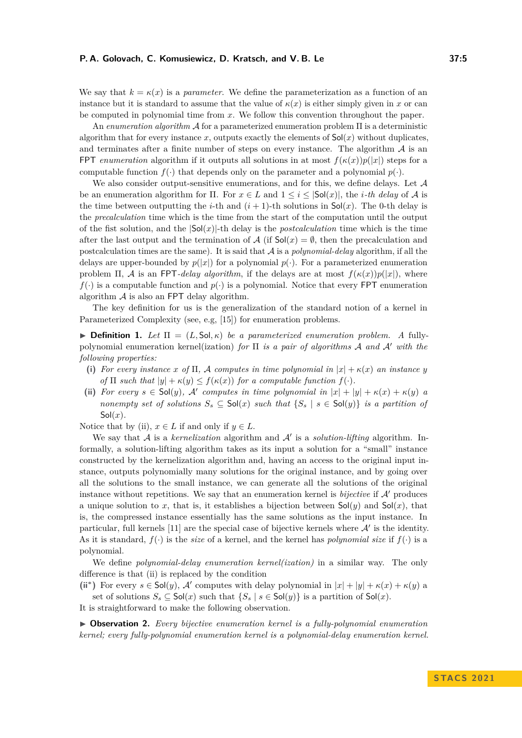We say that $k = \kappa(x)$ is a *parameter*. We define the parameterization as a function of an instance but it is standard to assume that the value of $\kappa(x)$ is either simply given in $x$ or can be computed in polynomial time from $x$. We follow this convention throughout the paper.

An *enumeration algorithm* $\mathcal{A}$ for a parameterized enumeration problem $\Pi$ is a deterministic algorithm that for every instance $x$, outputs exactly the elements of $\mathsf{Sol}(x)$ without duplicates, and terminates after a finite number of steps on every instance. The algorithm $\mathcal{A}$ is an FPT *enumeration* algorithm if it outputs all solutions in at most $f(\kappa(x))p(|x|)$ steps for a computable function $f(\cdot)$ that depends only on the parameter and a polynomial $p(\cdot)$.

We also consider output-sensitive enumerations, and for this, we define delays. Let $\mathcal{A}$ be an enumeration algorithm for $\Pi$. For $x \in L$ and $1 \leq i \leq |\mathsf{Sol}(x)|$, the *$i$-th delay* of $\mathcal{A}$ is the time between outputting the $i$-th and $(i+1)$-th solutions in $\mathsf{Sol}(x)$. The 0-th delay is the *precalculation* time which is the time from the start of the computation until the output of the fist solution, and the $|\mathsf{Sol}(x)|$-th delay is the *postcalculation* time which is the time after the last output and the termination of $\mathcal{A}$ (if $\mathsf{Sol}(x) = \emptyset$, then the precalculation and postcalculation times are the same). It is said that $\mathcal{A}$ is a *polynomial-delay* algorithm, if all the delays are upper-bounded by $p(|x|)$ for a polynomial $p(\cdot)$. For a parameterized enumeration problem $\Pi$, $\mathcal{A}$ is an FPT*-delay algorithm*, if the delays are at most $f(\kappa(x))p(|x|)$, where $f(\cdot)$ is a computable function and $p(\cdot)$ is a polynomial. Notice that every FPT enumeration algorithm $\mathcal{A}$ is also an FPT delay algorithm.

The key definition for us is the generalization of the standard notion of a kernel in Parameterized Complexity (see, e.g, [15]) for enumeration problems.

▶ **Definition 1.** *Let $\Pi = (L, \mathsf{Sol}, \kappa)$ be a parameterized enumeration problem. A fully-polynomial enumeration kernel(ization) for $\Pi$ is a pair of algorithms $\mathcal{A}$ and $\mathcal{A}'$ with the following properties:*

- **(i)** *For every instance $x$ of $\Pi$, $\mathcal{A}$ computes in time polynomial in $|x| + \kappa(x)$ an instance $y$ of $\Pi$ such that $|y| + \kappa(y) \leq f(\kappa(x))$ for a computable function $f(\cdot)$.*
- **(ii)** *For every $s \in \mathsf{Sol}(y)$, $\mathcal{A}'$ computes in time polynomial in $|x| + |y| + \kappa(x) + \kappa(y)$ a nonempty set of solutions $S_s \subseteq \mathsf{Sol}(x)$ such that $\{S_s \mid s \in \mathsf{Sol}(y)\}$ is a partition of $\mathsf{Sol}(x)$.*

Notice that by (ii), $x \in L$ if and only if $y \in L$.

We say that $\mathcal{A}$ is a *kernelization* algorithm and $\mathcal{A}'$ is a *solution-lifting* algorithm. Informally, a solution-lifting algorithm takes as its input a solution for a "small" instance constructed by the kernelization algorithm and, having an access to the original input instance, outputs polynomially many solutions for the original instance, and by going over all the solutions to the small instance, we can generate all the solutions of the original instance without repetitions. We say that an enumeration kernel is *bijective* if $\mathcal{A}'$ produces a unique solution to $x$, that is, it establishes a bijection between $\mathsf{Sol}(y)$ and $\mathsf{Sol}(x)$, that is, the compressed instance essentially has the same solutions as the input instance. In particular, full kernels [11] are the special case of bijective kernels where $\mathcal{A}'$ is the identity. As it is standard, $f(\cdot)$ is the *size* of a kernel, and the kernel has *polynomial size* if $f(\cdot)$ is a polynomial.

We define *polynomial-delay enumeration kernel(ization)* in a similar way. The only difference is that (ii) is replaced by the condition

**(ii\*)** For every $s \in \mathsf{Sol}(y)$, $\mathcal{A}'$ computes with delay polynomial in $|x| + |y| + \kappa(x) + \kappa(y)$ a set of solutions $S_s \subseteq \mathsf{Sol}(x)$ such that $\{S_s \mid s \in \mathsf{Sol}(y)\}$ is a partition of $\mathsf{Sol}(x)$.

It is straightforward to make the following observation.

▶ **Observation 2.** *Every bijective enumeration kernel is a fully-polynomial enumeration kernel; every fully-polynomial enumeration kernel is a polynomial-delay enumeration kernel.*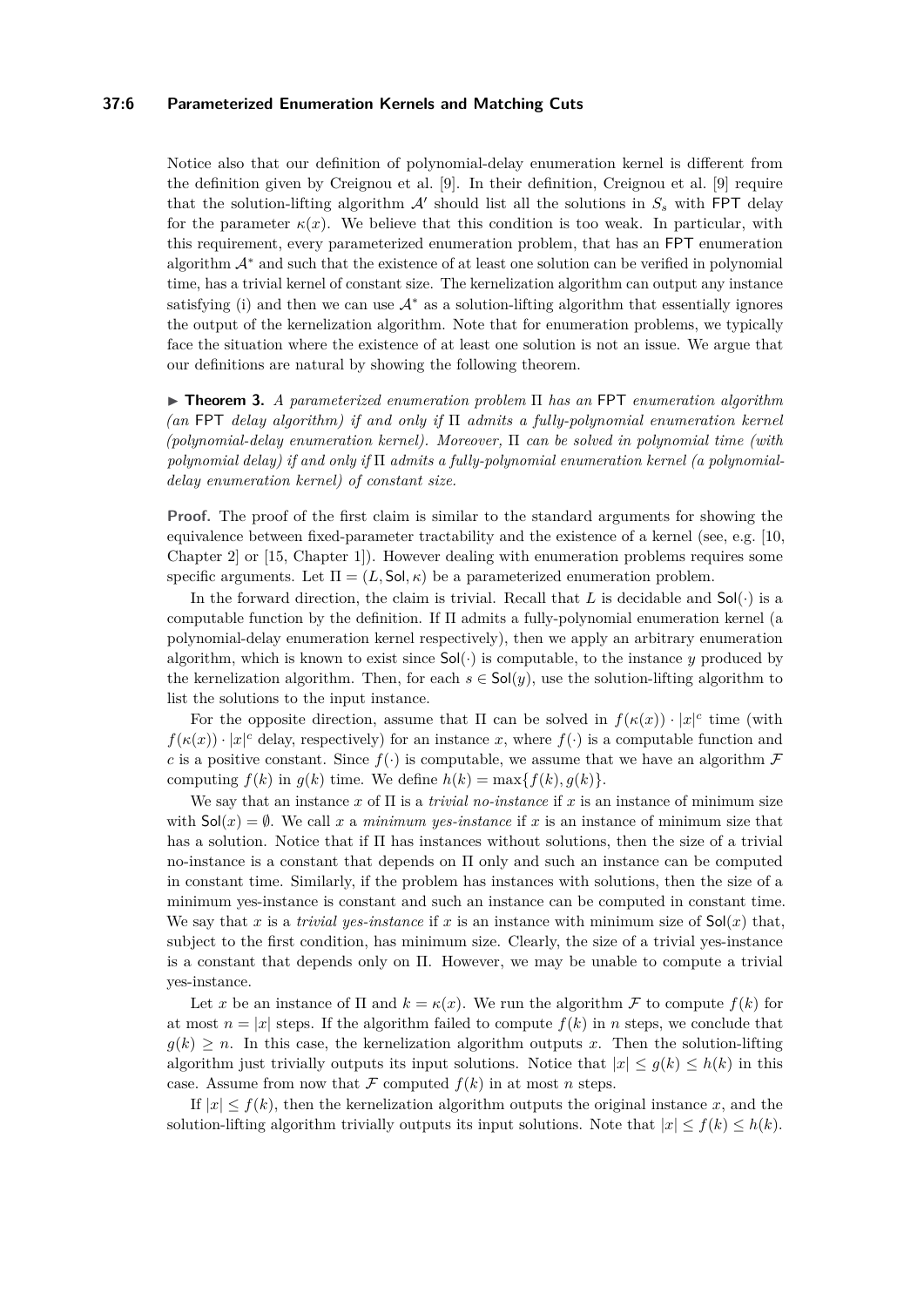Notice also that our definition of polynomial-delay enumeration kernel is different from the definition given by Creignou et al. [9]. In their definition, Creignou et al. [9] require that the solution-lifting algorithm $\mathcal{A}'$ should list all the solutions in $S_s$ with FPT delay for the parameter $\kappa(x)$. We believe that this condition is too weak. In particular, with this requirement, every parameterized enumeration problem, that has an FPT enumeration algorithm $\mathcal{A}^*$ and such that the existence of at least one solution can be verified in polynomial time, has a trivial kernel of constant size. The kernelization algorithm can output any instance satisfying (i) and then we can use $\mathcal{A}^*$ as a solution-lifting algorithm that essentially ignores the output of the kernelization algorithm. Note that for enumeration problems, we typically face the situation where the existence of at least one solution is not an issue. We argue that our definitions are natural by showing the following theorem.

▶ **Theorem 3.** *A parameterized enumeration problem* $\Pi$ *has an* FPT *enumeration algorithm (an* FPT *delay algorithm) if and only if* $\Pi$ *admits a fully-polynomial enumeration kernel (polynomial-delay enumeration kernel). Moreover,* $\Pi$ *can be solved in polynomial time (with polynomial delay) if and only if* $\Pi$ *admits a fully-polynomial enumeration kernel (a polynomial-delay enumeration kernel) of constant size.*

**Proof.** The proof of the first claim is similar to the standard arguments for showing the equivalence between fixed-parameter tractability and the existence of a kernel (see, e.g. [10, Chapter 2] or [15, Chapter 1]). However dealing with enumeration problems requires some specific arguments. Let $\Pi = (L, \mathsf{Sol}, \kappa)$ be a parameterized enumeration problem.

In the forward direction, the claim is trivial. Recall that $L$ is decidable and $\mathsf{Sol}(\cdot)$ is a computable function by the definition. If $\Pi$ admits a fully-polynomial enumeration kernel (a polynomial-delay enumeration kernel respectively), then we apply an arbitrary enumeration algorithm, which is known to exist since $\mathsf{Sol}(\cdot)$ is computable, to the instance $y$ produced by the kernelization algorithm. Then, for each $s \in \mathsf{Sol}(y)$, use the solution-lifting algorithm to list the solutions to the input instance.

For the opposite direction, assume that $\Pi$ can be solved in $f(\kappa(x)) \cdot |x|^c$ time (with $f(\kappa(x)) \cdot |x|^c$ delay, respectively) for an instance $x$, where $f(\cdot)$ is a computable function and $c$ is a positive constant. Since $f(\cdot)$ is computable, we assume that we have an algorithm $\mathcal{F}$ computing $f(k)$ in $g(k)$ time. We define $h(k) = \max\{f(k), g(k)\}$.

We say that an instance $x$ of $\Pi$ is a *trivial no-instance* if $x$ is an instance of minimum size with $\mathsf{Sol}(x) = \emptyset$. We call $x$ a *minimum yes-instance* if $x$ is an instance of minimum size that has a solution. Notice that if $\Pi$ has instances without solutions, then the size of a trivial no-instance is a constant that depends on $\Pi$ only and such an instance can be computed in constant time. Similarly, if the problem has instances with solutions, then the size of a minimum yes-instance is constant and such an instance can be computed in constant time. We say that $x$ is a *trivial yes-instance* if $x$ is an instance with minimum size of $\mathsf{Sol}(x)$ that, subject to the first condition, has minimum size. Clearly, the size of a trivial yes-instance is a constant that depends only on $\Pi$. However, we may be unable to compute a trivial yes-instance.

Let $x$ be an instance of $\Pi$ and $k = \kappa(x)$. We run the algorithm $\mathcal{F}$ to compute $f(k)$ for at most $n = |x|$ steps. If the algorithm failed to compute $f(k)$ in $n$ steps, we conclude that $g(k) \geq n$. In this case, the kernelization algorithm outputs $x$. Then the solution-lifting algorithm just trivially outputs its input solutions. Notice that $|x| \leq g(k) \leq h(k)$ in this case. Assume from now that $\mathcal{F}$ computed $f(k)$ in at most $n$ steps.

If $|x| \leq f(k)$, then the kernelization algorithm outputs the original instance $x$, and the solution-lifting algorithm trivially outputs its input solutions. Note that $|x| \leq f(k) \leq h(k)$.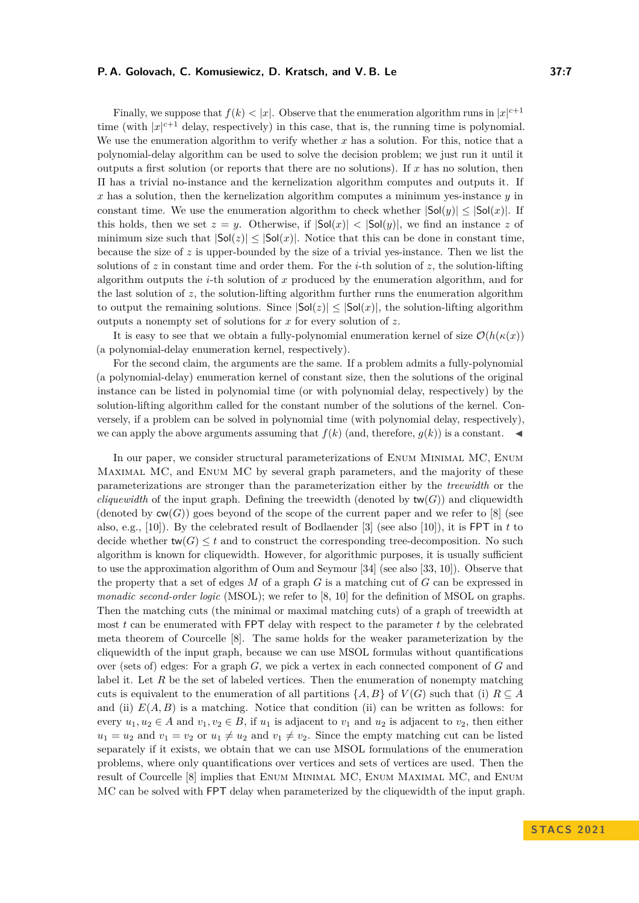Finally, we suppose that $f(k) < |x|$. Observe that the enumeration algorithm runs in $|x|^{c+1}$ time (with $|x|^{c+1}$ delay, respectively) in this case, that is, the running time is polynomial. We use the enumeration algorithm to verify whether $x$ has a solution. For this, notice that a polynomial-delay algorithm can be used to solve the decision problem; we just run it until it outputs a first solution (or reports that there are no solutions). If $x$ has no solution, then $\Pi$ has a trivial no-instance and the kernelization algorithm computes and outputs it. If $x$ has a solution, then the kernelization algorithm computes a minimum yes-instance $y$ in constant time. We use the enumeration algorithm to check whether $|\mathsf{Sol}(y)| \leq |\mathsf{Sol}(x)|$. If this holds, then we set $z = y$. Otherwise, if $|\mathsf{Sol}(x)| < |\mathsf{Sol}(y)|$, we find an instance $z$ of minimum size such that $|\mathsf{Sol}(z)| \leq |\mathsf{Sol}(x)|$. Notice that this can be done in constant time, because the size of $z$ is upper-bounded by the size of a trivial yes-instance. Then we list the solutions of $z$ in constant time and order them. For the $i$-th solution of $z$, the solution-lifting algorithm outputs the $i$-th solution of $x$ produced by the enumeration algorithm, and for the last solution of $z$, the solution-lifting algorithm further runs the enumeration algorithm to output the remaining solutions. Since $|\mathsf{Sol}(z)| \leq |\mathsf{Sol}(x)|$, the solution-lifting algorithm outputs a nonempty set of solutions for $x$ for every solution of $z$.

It is easy to see that we obtain a fully-polynomial enumeration kernel of size $\mathcal{O}(h(\kappa(x))$ (a polynomial-delay enumeration kernel, respectively).

For the second claim, the arguments are the same. If a problem admits a fully-polynomial (a polynomial-delay) enumeration kernel of constant size, then the solutions of the original instance can be listed in polynomial time (or with polynomial delay, respectively) by the solution-lifting algorithm called for the constant number of the solutions of the kernel. Conversely, if a problem can be solved in polynomial time (with polynomial delay, respectively), we can apply the above arguments assuming that $f(k)$ (and, therefore, $g(k)$) is a constant. ◂

In our paper, we consider structural parameterizations of Enum Minimal MC, Enum Maximal MC, and Enum MC by several graph parameters, and the majority of these parameterizations are stronger than the parameterization either by the *treewidth* or the *cliquewidth* of the input graph. Defining the treewidth (denoted by $\mathsf{tw}(G)$) and cliquewidth (denoted by $\mathsf{cw}(G)$) goes beyond of the scope of the current paper and we refer to [8] (see also, e.g., [10]). By the celebrated result of Bodlaender [3] (see also [10]), it is FPT in $t$ to decide whether $\mathsf{tw}(G) \leq t$ and to construct the corresponding tree-decomposition. No such algorithm is known for cliquewidth. However, for algorithmic purposes, it is usually sufficient to use the approximation algorithm of Oum and Seymour [34] (see also [33, 10]). Observe that the property that a set of edges $M$ of a graph $G$ is a matching cut of $G$ can be expressed in *monadic second-order logic* (MSOL); we refer to [8, 10] for the definition of MSOL on graphs. Then the matching cuts (the minimal or maximal matching cuts) of a graph of treewidth at most $t$ can be enumerated with FPT delay with respect to the parameter $t$ by the celebrated meta theorem of Courcelle [8]. The same holds for the weaker parameterization by the cliquewidth of the input graph, because we can use MSOL formulas without quantifications over (sets of) edges: For a graph $G$, we pick a vertex in each connected component of $G$ and label it. Let $R$ be the set of labeled vertices. Then the enumeration of nonempty matching cuts is equivalent to the enumeration of all partitions $\{A, B\}$ of $V(G)$ such that (i) $R \subseteq A$ and (ii) $E(A, B)$ is a matching. Notice that condition (ii) can be written as follows: for every $u_1, u_2 \in A$ and $v_1, v_2 \in B$, if $u_1$ is adjacent to $v_1$ and $u_2$ is adjacent to $v_2$, then either $u_1 = u_2$ and $v_1 = v_2$ or $u_1 \neq u_2$ and $v_1 \neq v_2$. Since the empty matching cut can be listed separately if it exists, we obtain that we can use MSOL formulations of the enumeration problems, where only quantifications over vertices and sets of vertices are used. Then the result of Courcelle [8] implies that Enum Minimal MC, Enum Maximal MC, and Enum MC can be solved with FPT delay when parameterized by the cliquewidth of the input graph.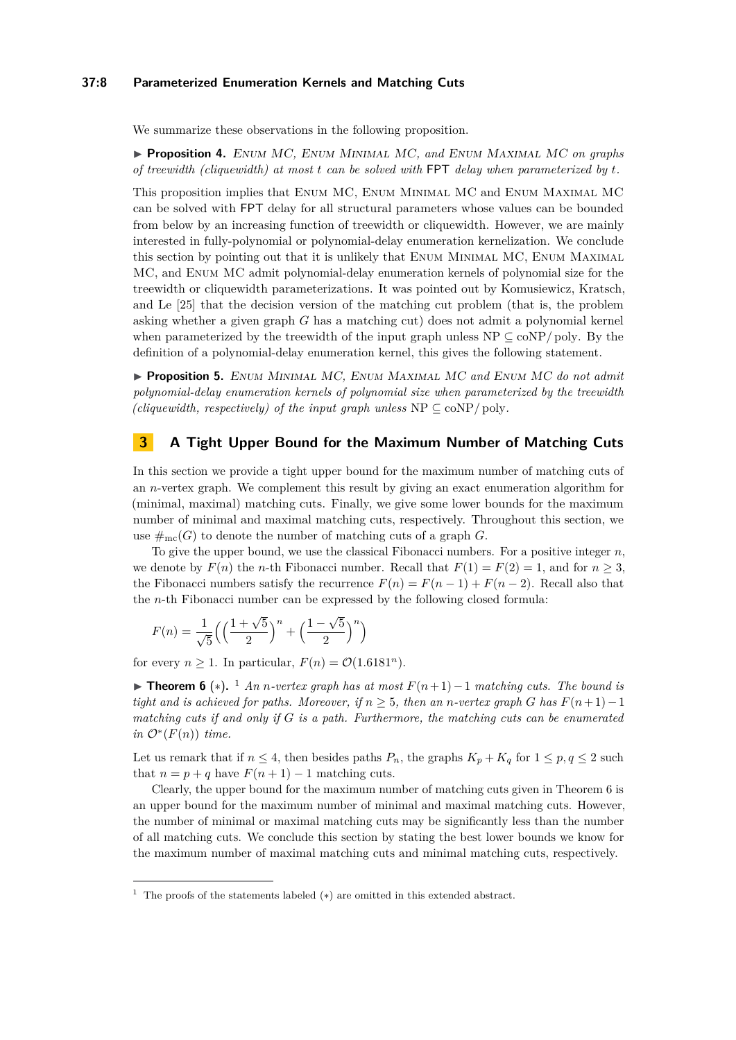We summarize these observations in the following proposition.

▶ **Proposition 4.** *Enum MC, Enum Minimal MC, and Enum Maximal MC on graphs of treewidth (cliquewidth) at most $t$ can be solved with* FPT *delay when parameterized by $t$.*

This proposition implies that Enum MC, Enum Minimal MC and Enum Maximal MC can be solved with FPT delay for all structural parameters whose values can be bounded from below by an increasing function of treewidth or cliquewidth. However, we are mainly interested in fully-polynomial or polynomial-delay enumeration kernelization. We conclude this section by pointing out that it is unlikely that Enum Minimal MC, Enum Maximal MC, and Enum MC admit polynomial-delay enumeration kernels of polynomial size for the treewidth or cliquewidth parameterizations. It was pointed out by Komusiewicz, Kratsch, and Le [25] that the decision version of the matching cut problem (that is, the problem asking whether a given graph $G$ has a matching cut) does not admit a polynomial kernel when parameterized by the treewidth of the input graph unless $\mathrm{NP} \subseteq \mathrm{coNP/poly}$. By the definition of a polynomial-delay enumeration kernel, this gives the following statement.

▶ **Proposition 5.** *Enum Minimal MC, Enum Maximal MC and Enum MC do not admit polynomial-delay enumeration kernels of polynomial size when parameterized by the treewidth (cliquewidth, respectively) of the input graph unless $\mathrm{NP} \subseteq \mathrm{coNP/poly}$.*

## 3 A Tight Upper Bound for the Maximum Number of Matching Cuts

In this section we provide a tight upper bound for the maximum number of matching cuts of an $n$-vertex graph. We complement this result by giving an exact enumeration algorithm for (minimal, maximal) matching cuts. Finally, we give some lower bounds for the maximum number of minimal and maximal matching cuts, respectively. Throughout this section, we use $\#_{\mathrm{mc}}(G)$ to denote the number of matching cuts of a graph $G$.

To give the upper bound, we use the classical Fibonacci numbers. For a positive integer $n$, we denote by $F(n)$ the $n$-th Fibonacci number. Recall that $F(1) = F(2) = 1$, and for $n \geq 3$, the Fibonacci numbers satisfy the recurrence $F(n) = F(n-1) + F(n-2)$. Recall also that the $n$-th Fibonacci number can be expressed by the following closed formula:

$$F(n) = \frac{1}{\sqrt{5}}\Big(\Big(\frac{1+\sqrt{5}}{2}\Big)^n + \Big(\frac{1-\sqrt{5}}{2}\Big)^n\Big)$$

for every $n \geq 1$. In particular, $F(n) = \mathcal{O}(1.6181^n)$.

▶ **Theorem 6** ($*$). [1] *An $n$-vertex graph has at most $F(n+1)-1$ matching cuts. The bound is tight and is achieved for paths. Moreover, if $n \geq 5$, then an $n$-vertex graph $G$ has $F(n+1)-1$ matching cuts if and only if $G$ is a path. Furthermore, the matching cuts can be enumerated in $\mathcal{O}^*(F(n))$ time.*

Let us remark that if $n \leq 4$, then besides paths $P_n$, the graphs $K_p + K_q$ for $1 \leq p, q \leq 2$ such that $n = p + q$ have $F(n+1) - 1$ matching cuts.

Clearly, the upper bound for the maximum number of matching cuts given in Theorem 6 is an upper bound for the maximum number of minimal and maximal matching cuts. However, the number of minimal or maximal matching cuts may be significantly less than the number of all matching cuts. We conclude this section by stating the best lower bounds we know for the maximum number of maximal matching cuts and minimal matching cuts, respectively.

[1] The proofs of the statements labeled ($*$) are omitted in this extended abstract.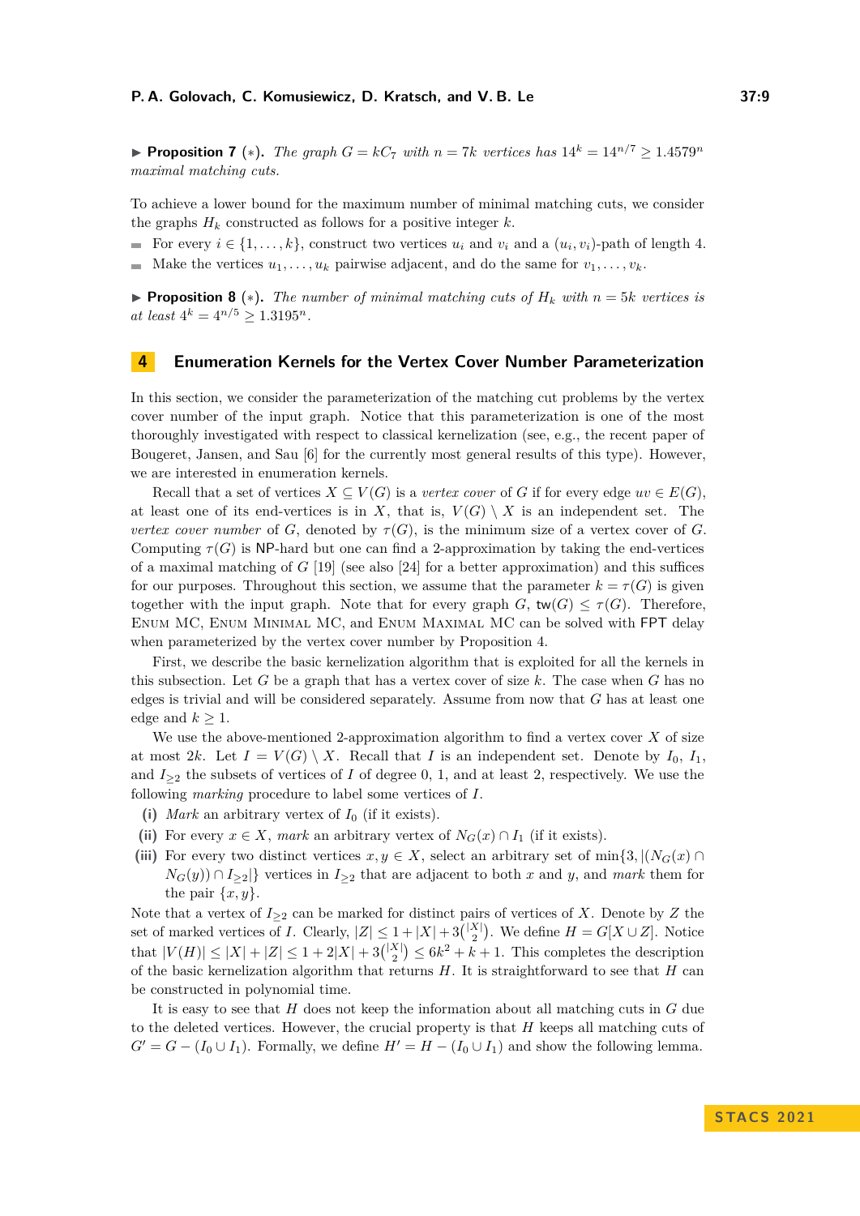▶ **Proposition 7** (∗). *The graph $G = kC_7$ with $n = 7k$ vertices has $14^k = 14^{n/7} \geq 1.4579^n$ maximal matching cuts.*

To achieve a lower bound for the maximum number of minimal matching cuts, we consider the graphs $H_k$ constructed as follows for a positive integer $k$.

- For every $i \in \{1, \ldots, k\}$, construct two vertices $u_i$ and $v_i$ and a $(u_i, v_i)$-path of length 4.
- Make the vertices $u_1, \ldots, u_k$ pairwise adjacent, and do the same for $v_1, \ldots, v_k$.

▶ **Proposition 8** (∗). *The number of minimal matching cuts of $H_k$ with $n = 5k$ vertices is at least $4^k = 4^{n/5} \geq 1.3195^n$.*

## 4 Enumeration Kernels for the Vertex Cover Number Parameterization

In this section, we consider the parameterization of the matching cut problems by the vertex cover number of the input graph. Notice that this parameterization is one of the most thoroughly investigated with respect to classical kernelization (see, e.g., the recent paper of Bougeret, Jansen, and Sau [6] for the currently most general results of this type). However, we are interested in enumeration kernels.

Recall that a set of vertices $X \subseteq V(G)$ is a *vertex cover* of $G$ if for every edge $uv \in E(G)$, at least one of its end-vertices is in $X$, that is, $V(G) \setminus X$ is an independent set. The *vertex cover number* of $G$, denoted by $\tau(G)$, is the minimum size of a vertex cover of $G$. Computing $\tau(G)$ is NP-hard but one can find a 2-approximation by taking the end-vertices of a maximal matching of $G$ [19] (see also [24] for a better approximation) and this suffices for our purposes. Throughout this section, we assume that the parameter $k = \tau(G)$ is given together with the input graph. Note that for every graph $G$, $\mathsf{tw}(G) \leq \tau(G)$. Therefore, Enum MC, Enum Minimal MC, and Enum Maximal MC can be solved with FPT delay when parameterized by the vertex cover number by Proposition 4.

First, we describe the basic kernelization algorithm that is exploited for all the kernels in this subsection. Let $G$ be a graph that has a vertex cover of size $k$. The case when $G$ has no edges is trivial and will be considered separately. Assume from now that $G$ has at least one edge and $k \geq 1$.

We use the above-mentioned 2-approximation algorithm to find a vertex cover $X$ of size at most $2k$. Let $I = V(G) \setminus X$. Recall that $I$ is an independent set. Denote by $I_0$, $I_1$, and $I_{\geq 2}$ the subsets of vertices of $I$ of degree 0, 1, and at least 2, respectively. We use the following *marking* procedure to label some vertices of $I$.

**(i)** *Mark* an arbitrary vertex of $I_0$ (if it exists).

**(ii)** For every $x \in X$, *mark* an arbitrary vertex of $N_G(x) \cap I_1$ (if it exists).

**(iii)** For every two distinct vertices $x, y \in X$, select an arbitrary set of $\min\{3, |(N_G(x) \cap N_G(y)) \cap I_{\geq 2}|\}$ vertices in $I_{\geq 2}$ that are adjacent to both $x$ and $y$, and *mark* them for the pair $\{x, y\}$.

Note that a vertex of $I_{\geq 2}$ can be marked for distinct pairs of vertices of $X$. Denote by $Z$ the set of marked vertices of $I$. Clearly, $|Z| \leq 1 + |X| + 3\binom{|X|}{2}$. We define $H = G[X \cup Z]$. Notice that $|V(H)| \leq |X| + |Z| \leq 1 + 2|X| + 3\binom{|X|}{2} \leq 6k^2 + k + 1$. This completes the description of the basic kernelization algorithm that returns $H$. It is straightforward to see that $H$ can be constructed in polynomial time.

It is easy to see that $H$ does not keep the information about all matching cuts in $G$ due to the deleted vertices. However, the crucial property is that $H$ keeps all matching cuts of $G' = G - (I_0 \cup I_1)$. Formally, we define $H' = H - (I_0 \cup I_1)$ and show the following lemma.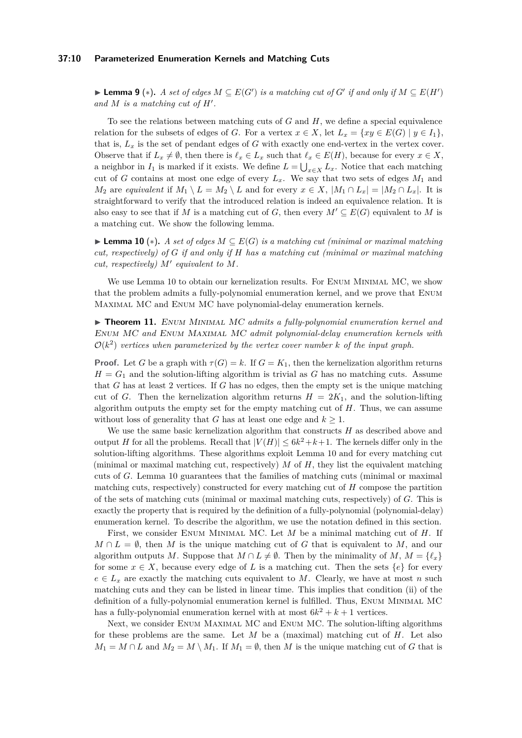▶ **Lemma 9** (∗). *A set of edges $M \subseteq E(G')$ is a matching cut of $G'$ if and only if $M \subseteq E(H')$ and $M$ is a matching cut of $H'$.*

To see the relations between matching cuts of $G$ and $H$, we define a special equivalence relation for the subsets of edges of $G$. For a vertex $x \in X$, let $L_x = \{xy \in E(G) \mid y \in I_1\}$, that is, $L_x$ is the set of pendant edges of $G$ with exactly one end-vertex in the vertex cover. Observe that if $L_x \neq \emptyset$, then there is $\ell_x \in L_x$ such that $\ell_x \in E(H)$, because for every $x \in X$, a neighbor in $I_1$ is marked if it exists. We define $L = \bigcup_{x \in X} L_x$. Notice that each matching cut of $G$ contains at most one edge of every $L_x$. We say that two sets of edges $M_1$ and $M_2$ are *equivalent* if $M_1 \setminus L = M_2 \setminus L$ and for every $x \in X$, $|M_1 \cap L_x| = |M_2 \cap L_x|$. It is straightforward to verify that the introduced relation is indeed an equivalence relation. It is also easy to see that if $M$ is a matching cut of $G$, then every $M' \subseteq E(G)$ equivalent to $M$ is a matching cut. We show the following lemma.

▶ **Lemma 10** (∗). *A set of edges $M \subseteq E(G)$ is a matching cut (minimal or maximal matching cut, respectively) of $G$ if and only if $H$ has a matching cut (minimal or maximal matching cut, respectively) $M'$ equivalent to $M$.*

We use Lemma 10 to obtain our kernelization results. For Enum Minimal MC, we show that the problem admits a fully-polynomial enumeration kernel, and we prove that Enum Maximal MC and Enum MC have polynomial-delay enumeration kernels.

▶ **Theorem 11.** *Enum Minimal MC admits a fully-polynomial enumeration kernel and Enum MC and Enum Maximal MC admit polynomial-delay enumeration kernels with $\mathcal{O}(k^2)$ vertices when parameterized by the vertex cover number $k$ of the input graph.*

**Proof.** Let $G$ be a graph with $\tau(G) = k$. If $G = K_1$, then the kernelization algorithm returns $H = G_1$ and the solution-lifting algorithm is trivial as $G$ has no matching cuts. Assume that $G$ has at least 2 vertices. If $G$ has no edges, then the empty set is the unique matching cut of $G$. Then the kernelization algorithm returns $H = 2K_1$, and the solution-lifting algorithm outputs the empty set for the empty matching cut of $H$. Thus, we can assume without loss of generality that $G$ has at least one edge and $k \geq 1$.

We use the same basic kernelization algorithm that constructs $H$ as described above and output $H$ for all the problems. Recall that $|V(H)| \leq 6k^2 + k + 1$. The kernels differ only in the solution-lifting algorithms. These algorithms exploit Lemma 10 and for every matching cut (minimal or maximal matching cut, respectively) $M$ of $H$, they list the equivalent matching cuts of $G$. Lemma 10 guarantees that the families of matching cuts (minimal or maximal matching cuts, respectively) constructed for every matching cut of $H$ compose the partition of the sets of matching cuts (minimal or maximal matching cuts, respectively) of $G$. This is exactly the property that is required by the definition of a fully-polynomial (polynomial-delay) enumeration kernel. To describe the algorithm, we use the notation defined in this section.

First, we consider Enum Minimal MC. Let $M$ be a minimal matching cut of $H$. If $M \cap L = \emptyset$, then $M$ is the unique matching cut of $G$ that is equivalent to $M$, and our algorithm outputs $M$. Suppose that $M \cap L \neq \emptyset$. Then by the minimality of $M$, $M = \{\ell_x\}$ for some $x \in X$, because every edge of $L$ is a matching cut. Then the sets $\{e\}$ for every $e \in L_x$ are exactly the matching cuts equivalent to $M$. Clearly, we have at most $n$ such matching cuts and they can be listed in linear time. This implies that condition (ii) of the definition of a fully-polynomial enumeration kernel is fulfilled. Thus, Enum Minimal MC has a fully-polynomial enumeration kernel with at most $6k^2 + k + 1$ vertices.

Next, we consider Enum Maximal MC and Enum MC. The solution-lifting algorithms for these problems are the same. Let $M$ be a (maximal) matching cut of $H$. Let also $M_1 = M \cap L$ and $M_2 = M \setminus M_1$. If $M_1 = \emptyset$, then $M$ is the unique matching cut of $G$ that is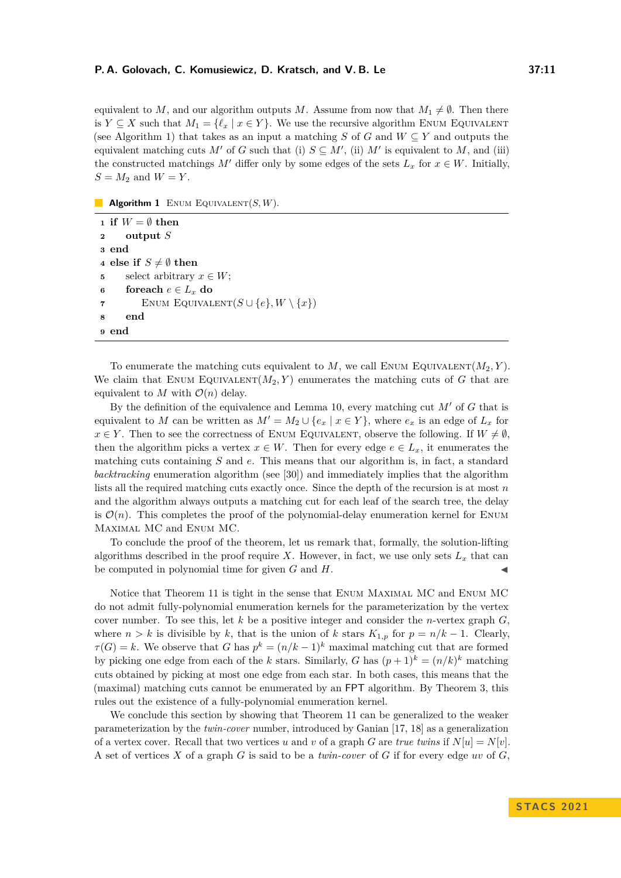equivalent to $M$, and our algorithm outputs $M$. Assume from now that $M_1 \neq \emptyset$. Then there is $Y \subseteq X$ such that $M_1 = \{\ell_x \mid x \in Y\}$. We use the recursive algorithm Enum Equivalent (see Algorithm 1) that takes as an input a matching $S$ of $G$ and $W \subseteq Y$ and outputs the equivalent matching cuts $M'$ of $G$ such that (i) $S \subseteq M'$, (ii) $M'$ is equivalent to $M$, and (iii) the constructed matchings $M'$ differ only by some edges of the sets $L_x$ for $x \in W$. Initially, $S = M_2$ and $W = Y$.

**Algorithm 1** Enum Equivalent$(S, W)$.

```
1 if W = ∅ then
2     output S
3 end
4 else if S ≠ ∅ then
5     select arbitrary x ∈ W;
6     foreach e ∈ L_x do
7         Enum Equivalent(S ∪ {e}, W \ {x})
8     end
9 end
```

To enumerate the matching cuts equivalent to $M$, we call Enum Equivalent$(M_2, Y)$. We claim that Enum Equivalent$(M_2, Y)$ enumerates the matching cuts of $G$ that are equivalent to $M$ with $\mathcal{O}(n)$ delay.

By the definition of the equivalence and Lemma 10, every matching cut $M'$ of $G$ that is equivalent to $M$ can be written as $M' = M_2 \cup \{e_x \mid x \in Y\}$, where $e_x$ is an edge of $L_x$ for $x \in Y$. Then to see the correctness of Enum Equivalent, observe the following. If $W \neq \emptyset$, then the algorithm picks a vertex $x \in W$. Then for every edge $e \in L_x$, it enumerates the matching cuts containing $S$ and $e$. This means that our algorithm is, in fact, a standard *backtracking* enumeration algorithm (see [30]) and immediately implies that the algorithm lists all the required matching cuts exactly once. Since the depth of the recursion is at most $n$ and the algorithm always outputs a matching cut for each leaf of the search tree, the delay is $\mathcal{O}(n)$. This completes the proof of the polynomial-delay enumeration kernel for Enum Maximal MC and Enum MC.

To conclude the proof of the theorem, let us remark that, formally, the solution-lifting algorithms described in the proof require $X$. However, in fact, we use only sets $L_x$ that can be computed in polynomial time for given $G$ and $H$. ◀

Notice that Theorem 11 is tight in the sense that Enum Maximal MC and Enum MC do not admit fully-polynomial enumeration kernels for the parameterization by the vertex cover number. To see this, let $k$ be a positive integer and consider the $n$-vertex graph $G$, where $n > k$ is divisible by $k$, that is the union of $k$ stars $K_{1,p}$ for $p = n/k - 1$. Clearly, $\tau(G) = k$. We observe that $G$ has $p^k = (n/k - 1)^k$ maximal matching cut that are formed by picking one edge from each of the $k$ stars. Similarly, $G$ has $(p + 1)^k = (n/k)^k$ matching cuts obtained by picking at most one edge from each star. In both cases, this means that the (maximal) matching cuts cannot be enumerated by an FPT algorithm. By Theorem 3, this rules out the existence of a fully-polynomial enumeration kernel.

We conclude this section by showing that Theorem 11 can be generalized to the weaker parameterization by the *twin-cover* number, introduced by Ganian [17, 18] as a generalization of a vertex cover. Recall that two vertices $u$ and $v$ of a graph $G$ are *true twins* if $N[u] = N[v]$. A set of vertices $X$ of a graph $G$ is said to be a *twin-cover* of $G$ if for every edge $uv$ of $G$,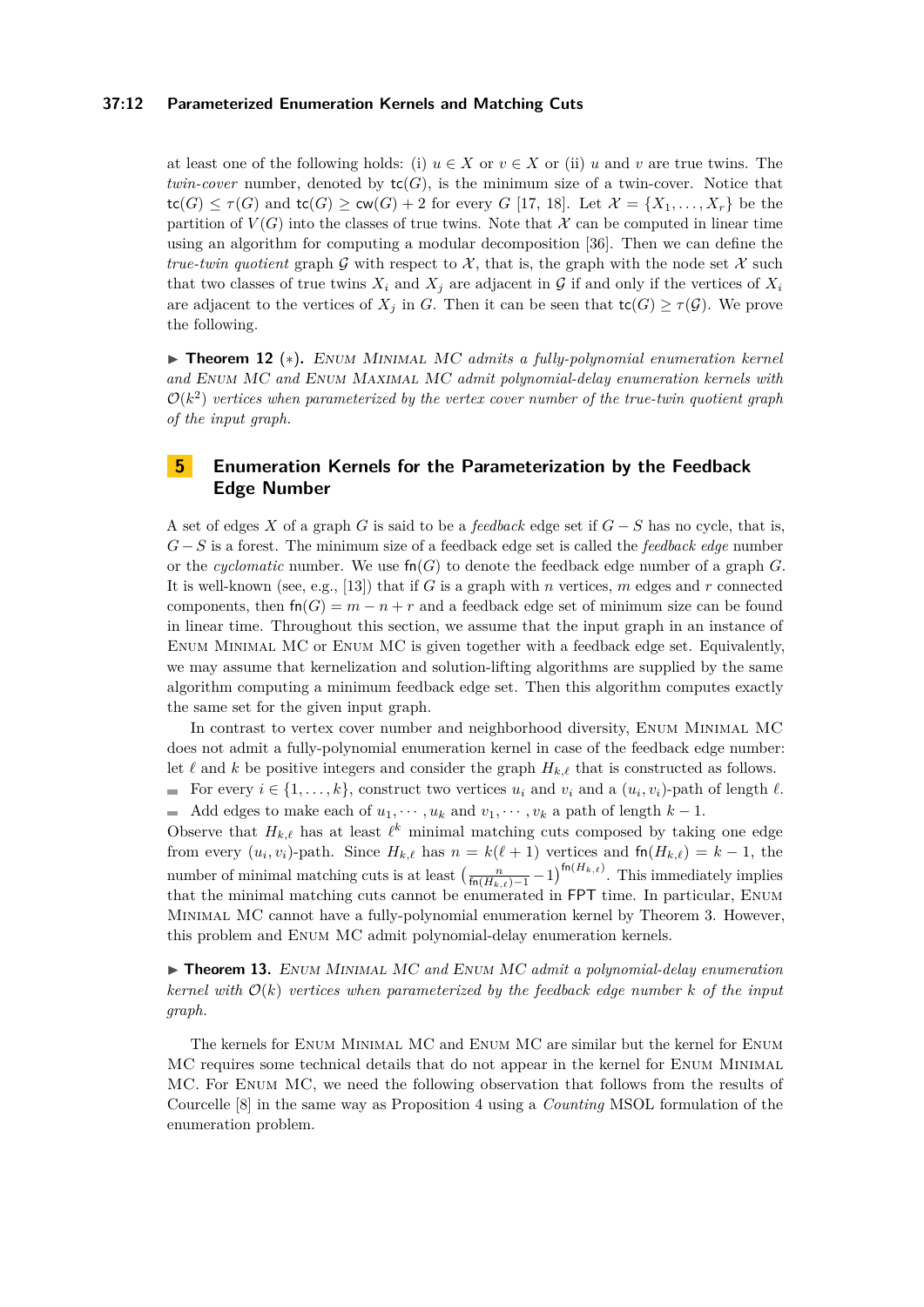at least one of the following holds: (i) $u \in X$ or $v \in X$ or (ii) $u$ and $v$ are true twins. The *twin-cover* number, denoted by $\mathsf{tc}(G)$, is the minimum size of a twin-cover. Notice that $\mathsf{tc}(G) \leq \tau(G)$ and $\mathsf{tc}(G) \geq \mathsf{cw}(G) + 2$ for every $G$ [17, 18]. Let $\mathcal{X} = \{X_1, \ldots, X_r\}$ be the partition of $V(G)$ into the classes of true twins. Note that $\mathcal{X}$ can be computed in linear time using an algorithm for computing a modular decomposition [36]. Then we can define the *true-twin quotient* graph $\mathcal{G}$ with respect to $\mathcal{X}$, that is, the graph with the node set $\mathcal{X}$ such that two classes of true twins $X_i$ and $X_j$ are adjacent in $\mathcal{G}$ if and only if the vertices of $X_i$ are adjacent to the vertices of $X_j$ in $G$. Then it can be seen that $\mathsf{tc}(G) \geq \tau(\mathcal{G})$. We prove the following.

▶ **Theorem 12** (∗)**.** *Enum Minimal MC admits a fully-polynomial enumeration kernel and Enum MC and Enum Maximal MC admit polynomial-delay enumeration kernels with $\mathcal{O}(k^2)$ vertices when parameterized by the vertex cover number of the true-twin quotient graph of the input graph.*

## 5 Enumeration Kernels for the Parameterization by the Feedback Edge Number

A set of edges $X$ of a graph $G$ is said to be a *feedback* edge set if $G - S$ has no cycle, that is, $G - S$ is a forest. The minimum size of a feedback edge set is called the *feedback edge* number or the *cyclomatic* number. We use $\mathsf{fn}(G)$ to denote the feedback edge number of a graph $G$. It is well-known (see, e.g., [13]) that if $G$ is a graph with $n$ vertices, $m$ edges and $r$ connected components, then $\mathsf{fn}(G) = m - n + r$ and a feedback edge set of minimum size can be found in linear time. Throughout this section, we assume that the input graph in an instance of Enum Minimal MC or Enum MC is given together with a feedback edge set. Equivalently, we may assume that kernelization and solution-lifting algorithms are supplied by the same algorithm computing a minimum feedback edge set. Then this algorithm computes exactly the same set for the given input graph.

In contrast to vertex cover number and neighborhood diversity, Enum Minimal MC does not admit a fully-polynomial enumeration kernel in case of the feedback edge number: let $\ell$ and $k$ be positive integers and consider the graph $H_{k,\ell}$ that is constructed as follows.

- For every $i \in \{1, \ldots, k\}$, construct two vertices $u_i$ and $v_i$ and a $(u_i, v_i)$-path of length $\ell$.
- Add edges to make each of $u_1, \cdots, u_k$ and $v_1, \cdots, v_k$ a path of length $k - 1$.

Observe that $H_{k,\ell}$ has at least $\ell^k$ minimal matching cuts composed by taking one edge from every $(u_i, v_i)$-path. Since $H_{k,\ell}$ has $n = k(\ell + 1)$ vertices and $\mathsf{fn}(H_{k,\ell}) = k - 1$, the number of minimal matching cuts is at least $\left(\frac{n}{\mathsf{fn}(H_{k,\ell})-1} - 1\right)^{\mathsf{fn}(H_{k,\ell})}$. This immediately implies that the minimal matching cuts cannot be enumerated in FPT time. In particular, Enum Minimal MC cannot have a fully-polynomial enumeration kernel by Theorem 3. However, this problem and Enum MC admit polynomial-delay enumeration kernels.

▶ **Theorem 13.** *Enum Minimal MC and Enum MC admit a polynomial-delay enumeration kernel with $\mathcal{O}(k)$ vertices when parameterized by the feedback edge number $k$ of the input graph.*

The kernels for Enum Minimal MC and Enum MC are similar but the kernel for Enum MC requires some technical details that do not appear in the kernel for Enum Minimal MC. For Enum MC, we need the following observation that follows from the results of Courcelle [8] in the same way as Proposition 4 using a *Counting* MSOL formulation of the enumeration problem.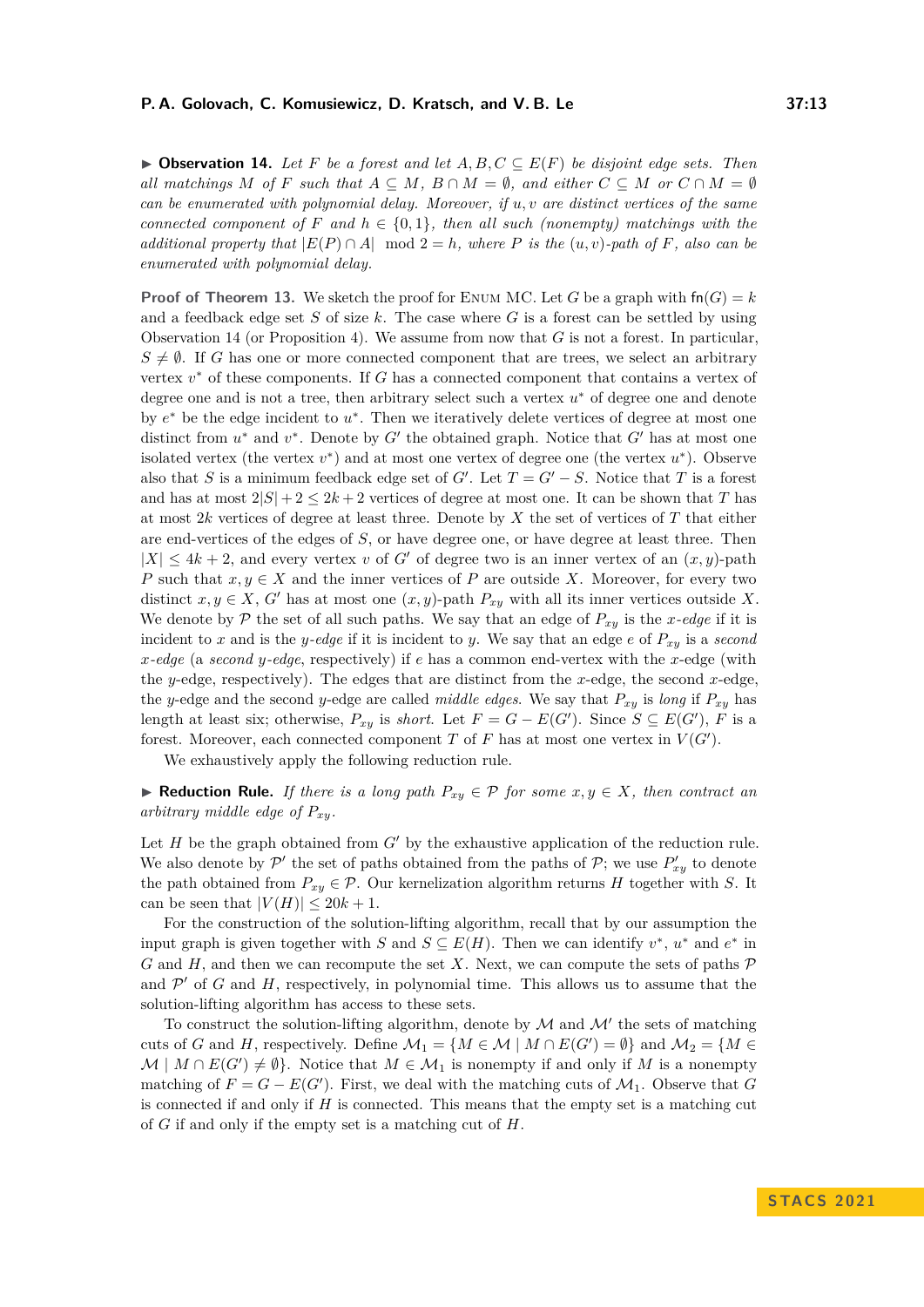▶ **Observation 14.** *Let $F$ be a forest and let $A, B, C \subseteq E(F)$ be disjoint edge sets. Then all matchings $M$ of $F$ such that $A \subseteq M$, $B \cap M = \emptyset$, and either $C \subseteq M$ or $C \cap M = \emptyset$ can be enumerated with polynomial delay. Moreover, if $u, v$ are distinct vertices of the same connected component of $F$ and $h \in \{0, 1\}$, then all such (nonempty) matchings with the additional property that $|E(P) \cap A| \mod 2 = h$, where $P$ is the $(u, v)$-path of $F$, also can be enumerated with polynomial delay.*

**Proof of Theorem 13.** We sketch the proof for Enum MC. Let $G$ be a graph with $\mathsf{fn}(G) = k$ and a feedback edge set $S$ of size $k$. The case where $G$ is a forest can be settled by using Observation 14 (or Proposition 4). We assume from now that $G$ is not a forest. In particular, $S \neq \emptyset$. If $G$ has one or more connected component that are trees, we select an arbitrary vertex $v^*$ of these components. If $G$ has a connected component that contains a vertex of degree one and is not a tree, then arbitrary select such a vertex $u^*$ of degree one and denote by $e^*$ be the edge incident to $u^*$. Then we iteratively delete vertices of degree at most one distinct from $u^*$ and $v^*$. Denote by $G'$ the obtained graph. Notice that $G'$ has at most one isolated vertex (the vertex $v^*$) and at most one vertex of degree one (the vertex $u^*$). Observe also that $S$ is a minimum feedback edge set of $G'$. Let $T = G' - S$. Notice that $T$ is a forest and has at most $2|S| + 2 \leq 2k + 2$ vertices of degree at most one. It can be shown that $T$ has at most $2k$ vertices of degree at least three. Denote by $X$ the set of vertices of $T$ that either are end-vertices of the edges of $S$, or have degree one, or have degree at least three. Then $|X| \leq 4k + 2$, and every vertex $v$ of $G'$ of degree two is an inner vertex of an $(x, y)$-path $P$ such that $x, y \in X$ and the inner vertices of $P$ are outside $X$. Moreover, for every two distinct $x, y \in X$, $G'$ has at most one $(x, y)$-path $P_{xy}$ with all its inner vertices outside $X$. We denote by $\mathcal{P}$ the set of all such paths. We say that an edge of $P_{xy}$ is the *$x$-edge* if it is incident to $x$ and is the *$y$-edge* if it is incident to $y$. We say that an edge $e$ of $P_{xy}$ is a *second $x$-edge* (a *second $y$-edge*, respectively) if $e$ has a common end-vertex with the $x$-edge (with the $y$-edge, respectively). The edges that are distinct from the $x$-edge, the second $x$-edge, the $y$-edge and the second $y$-edge are called *middle edges*. We say that $P_{xy}$ is *long* if $P_{xy}$ has length at least six; otherwise, $P_{xy}$ is *short*. Let $F = G - E(G')$. Since $S \subseteq E(G')$, $F$ is a forest. Moreover, each connected component $T$ of $F$ has at most one vertex in $V(G')$.

We exhaustively apply the following reduction rule.

▶ **Reduction Rule.** *If there is a long path $P_{xy} \in \mathcal{P}$ for some $x, y \in X$, then contract an arbitrary middle edge of $P_{xy}$.*

Let $H$ be the graph obtained from $G'$ by the exhaustive application of the reduction rule. We also denote by $\mathcal{P}'$ the set of paths obtained from the paths of $\mathcal{P}$; we use $P'_{xy}$ to denote the path obtained from $P_{xy} \in \mathcal{P}$. Our kernelization algorithm returns $H$ together with $S$. It can be seen that $|V(H)| \leq 20k + 1$.

For the construction of the solution-lifting algorithm, recall that by our assumption the input graph is given together with $S$ and $S \subseteq E(H)$. Then we can identify $v^*$, $u^*$ and $e^*$ in $G$ and $H$, and then we can recompute the set $X$. Next, we can compute the sets of paths $\mathcal{P}$ and $\mathcal{P}'$ of $G$ and $H$, respectively, in polynomial time. This allows us to assume that the solution-lifting algorithm has access to these sets.

To construct the solution-lifting algorithm, denote by $\mathcal{M}$ and $\mathcal{M}'$ the sets of matching cuts of $G$ and $H$, respectively. Define $\mathcal{M}_1 = \{M \in \mathcal{M} \mid M \cap E(G') = \emptyset\}$ and $\mathcal{M}_2 = \{M \in \mathcal{M} \mid M \cap E(G') \neq \emptyset\}$. Notice that $M \in \mathcal{M}_1$ is nonempty if and only if $M$ is a nonempty matching of $F = G - E(G')$. First, we deal with the matching cuts of $\mathcal{M}_1$. Observe that $G$ is connected if and only if $H$ is connected. This means that the empty set is a matching cut of $G$ if and only if the empty set is a matching cut of $H$.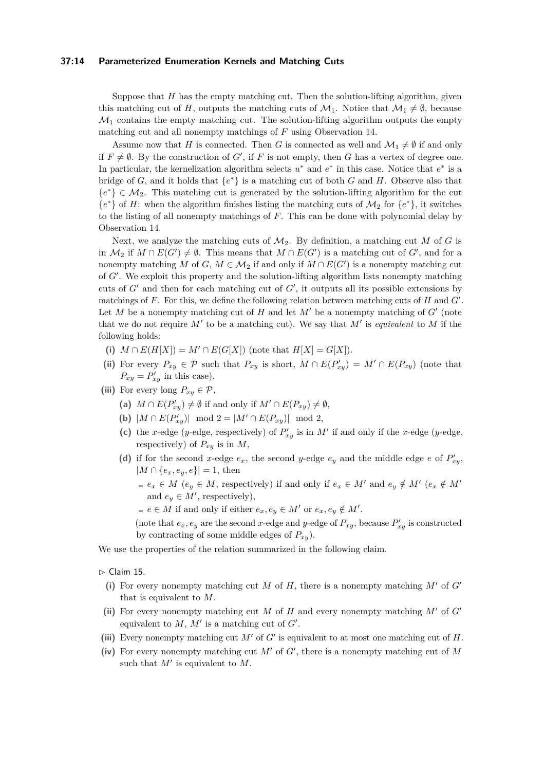Suppose that $H$ has the empty matching cut. Then the solution-lifting algorithm, given this matching cut of $H$, outputs the matching cuts of $\mathcal{M}_1$. Notice that $\mathcal{M}_1 \neq \emptyset$, because $\mathcal{M}_1$ contains the empty matching cut. The solution-lifting algorithm outputs the empty matching cut and all nonempty matchings of $F$ using Observation 14.

Assume now that $H$ is connected. Then $G$ is connected as well and $\mathcal{M}_1 \neq \emptyset$ if and only if $F \neq \emptyset$. By the construction of $G'$, if $F$ is not empty, then $G$ has a vertex of degree one. In particular, the kernelization algorithm selects $u^*$ and $e^*$ in this case. Notice that $e^*$ is a bridge of $G$, and it holds that $\{e^*\}$ is a matching cut of both $G$ and $H$. Observe also that $\{e^*\} \in \mathcal{M}_2$. This matching cut is generated by the solution-lifting algorithm for the cut $\{e^*\}$ of $H$: when the algorithm finishes listing the matching cuts of $\mathcal{M}_2$ for $\{e^*\}$, it switches to the listing of all nonempty matchings of $F$. This can be done with polynomial delay by Observation 14.

Next, we analyze the matching cuts of $\mathcal{M}_2$. By definition, a matching cut $M$ of $G$ is in $\mathcal{M}_2$ if $M \cap E(G') \neq \emptyset$. This means that $M \cap E(G')$ is a matching cut of $G'$, and for a nonempty matching $M$ of $G$, $M \in \mathcal{M}_2$ if and only if $M \cap E(G')$ is a nonempty matching cut of $G'$. We exploit this property and the solution-lifting algorithm lists nonempty matching cuts of $G'$ and then for each matching cut of $G'$, it outputs all its possible extensions by matchings of $F$. For this, we define the following relation between matching cuts of $H$ and $G'$. Let $M$ be a nonempty matching cut of $H$ and let $M'$ be a nonempty matching of $G'$ (note that we do not require $M'$ to be a matching cut). We say that $M'$ is *equivalent* to $M$ if the following holds:

- **(i)** $M \cap E(H[X]) = M' \cap E(G[X])$ (note that $H[X] = G[X]$).
- **(ii)** For every $P_{xy} \in \mathcal{P}$ such that $P_{xy}$ is short, $M \cap E(P'_{xy}) = M' \cap E(P_{xy})$ (note that $P_{xy} = P'_{xy}$ in this case).
- **(iii)** For every long $P_{xy} \in \mathcal{P}$,
  - **(a)** $M \cap E(P'_{xy}) \neq \emptyset$ if and only if $M' \cap E(P_{xy}) \neq \emptyset$,
  - **(b)** $|M \cap E(P'_{xy})| \mod 2 = |M' \cap E(P_{xy})| \mod 2$,
  - **(c)** the $x$-edge ($y$-edge, respectively) of $P'_{xy}$ is in $M'$ if and only if the $x$-edge ($y$-edge, respectively) of $P_{xy}$ is in $M$,
  - **(d)** if for the second $x$-edge $e_x$, the second $y$-edge $e_y$ and the middle edge $e$ of $P'_{xy}$, $|M \cap \{e_x, e_y, e\}| = 1$, then
    - $e_x \in M$ ($e_y \in M$, respectively) if and only if $e_x \in M'$ and $e_y \notin M'$ ($e_x \notin M'$ and $e_y \in M'$, respectively),
    - $e \in M$ if and only if either $e_x, e_y \in M'$ or $e_x, e_y \notin M'$.

    (note that $e_x, e_y$ are the second $x$-edge and $y$-edge of $P_{xy}$, because $P'_{xy}$ is constructed by contracting of some middle edges of $P_{xy}$).

We use the properties of the relation summarized in the following claim.

▷ Claim 15.

- **(i)** For every nonempty matching cut $M$ of $H$, there is a nonempty matching $M'$ of $G'$ that is equivalent to $M$.
- **(ii)** For every nonempty matching cut $M$ of $H$ and every nonempty matching $M'$ of $G'$ equivalent to $M$, $M'$ is a matching cut of $G'$.
- **(iii)** Every nonempty matching cut $M'$ of $G'$ is equivalent to at most one matching cut of $H$.
- **(iv)** For every nonempty matching cut $M'$ of $G'$, there is a nonempty matching cut of $M$ such that $M'$ is equivalent to $M$.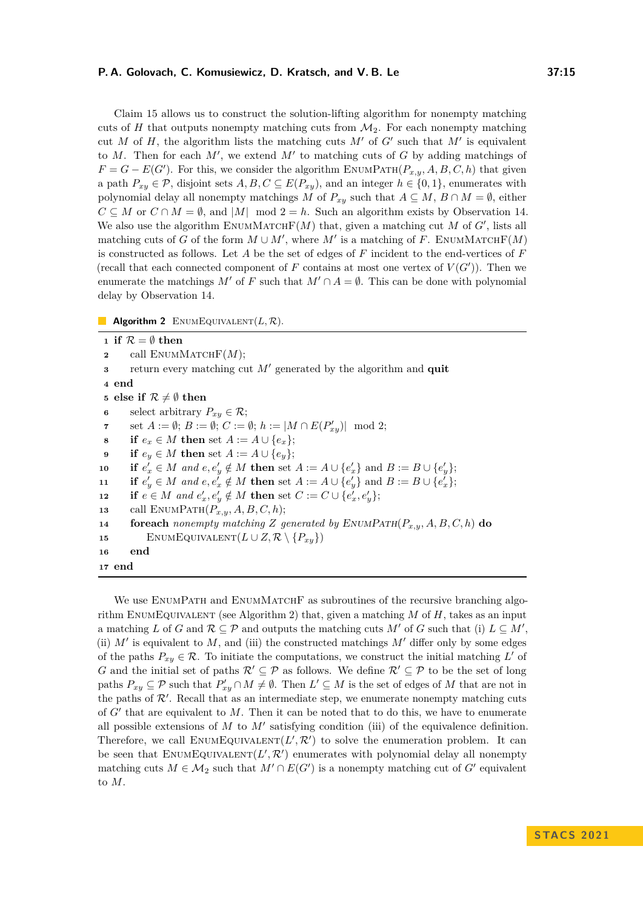Claim 15 allows us to construct the solution-lifting algorithm for nonempty matching cuts of $H$ that outputs nonempty matching cuts from $\mathcal{M}_2$. For each nonempty matching cut $M$ of $H$, the algorithm lists the matching cuts $M'$ of $G'$ such that $M'$ is equivalent to $M$. Then for each $M'$, we extend $M'$ to matching cuts of $G$ by adding matchings of $F = G - E(G')$. For this, we consider the algorithm EnumPath$(P_{x,y}, A, B, C, h)$ that given a path $P_{xy} \in \mathcal{P}$, disjoint sets $A, B, C \subseteq E(P_{xy})$, and an integer $h \in \{0,1\}$, enumerates with polynomial delay all nonempty matchings $M$ of $P_{xy}$ such that $A \subseteq M$, $B \cap M = \emptyset$, either $C \subseteq M$ or $C \cap M = \emptyset$, and $|M| \mod 2 = h$. Such an algorithm exists by Observation 14. We also use the algorithm EnumMatchF$(M)$ that, given a matching cut $M$ of $G'$, lists all matching cuts of $G$ of the form $M \cup M'$, where $M'$ is a matching of $F$. EnumMatchF$(M)$ is constructed as follows. Let $A$ be the set of edges of $F$ incident to the end-vertices of $F$ (recall that each connected component of $F$ contains at most one vertex of $V(G')$). Then we enumerate the matchings $M'$ of $F$ such that $M' \cap A = \emptyset$. This can be done with polynomial delay by Observation 14.

**Algorithm 2** EnumEquivalent$(L, \mathcal{R})$.

```
1  if R = ∅ then
2      call EnumMatchF(M);
3      return every matching cut M' generated by the algorithm and quit
4  end
5  else if R ≠ ∅ then
6      select arbitrary P_xy ∈ R;
7      set A := ∅; B := ∅; C := ∅; h := |M ∩ E(P'_xy)| mod 2;
8      if e_x ∈ M then set A := A ∪ {e_x};
9      if e_y ∈ M then set A := A ∪ {e_y};
10     if e'_x ∈ M and e, e'_y ∉ M then set A := A ∪ {e'_x} and B := B ∪ {e'_y};
11     if e'_y ∈ M and e, e'_x ∉ M then set A := A ∪ {e'_y} and B := B ∪ {e'_x};
12     if e ∈ M and e'_x, e'_y ∉ M then set C := C ∪ {e'_x, e'_y};
13     call EnumPath(P_x,y, A, B, C, h);
14     foreach nonempty matching Z generated by EnumPath(P_x,y, A, B, C, h) do
15         EnumEquivalent(L ∪ Z, R \ {P_xy})
16     end
17 end
```

We use EnumPath and EnumMatchF as subroutines of the recursive branching algorithm EnumEquivalent (see Algorithm 2) that, given a matching $M$ of $H$, takes as an input a matching $L$ of $G$ and $\mathcal{R} \subseteq \mathcal{P}$ and outputs the matching cuts $M'$ of $G$ such that (i) $L \subseteq M'$, (ii) $M'$ is equivalent to $M$, and (iii) the constructed matchings $M'$ differ only by some edges of the paths $P_{xy} \in \mathcal{R}$. To initiate the computations, we construct the initial matching $L'$ of $G$ and the initial set of paths $\mathcal{R}' \subseteq \mathcal{P}$ as follows. We define $\mathcal{R}' \subseteq \mathcal{P}$ to be the set of long paths $P_{xy} \subseteq \mathcal{P}$ such that $P'_{xy} \cap M \neq \emptyset$. Then $L' \subseteq M$ is the set of edges of $M$ that are not in the paths of $\mathcal{R}'$. Recall that as an intermediate step, we enumerate nonempty matching cuts of $G'$ that are equivalent to $M$. Then it can be noted that to do this, we have to enumerate all possible extensions of $M$ to $M'$ satisfying condition (iii) of the equivalence definition. Therefore, we call EnumEquivalent$(L', \mathcal{R}')$ to solve the enumeration problem. It can be seen that EnumEquivalent$(L', \mathcal{R}')$ enumerates with polynomial delay all nonempty matching cuts $M \in \mathcal{M}_2$ such that $M' \cap E(G')$ is a nonempty matching cut of $G'$ equivalent to $M$.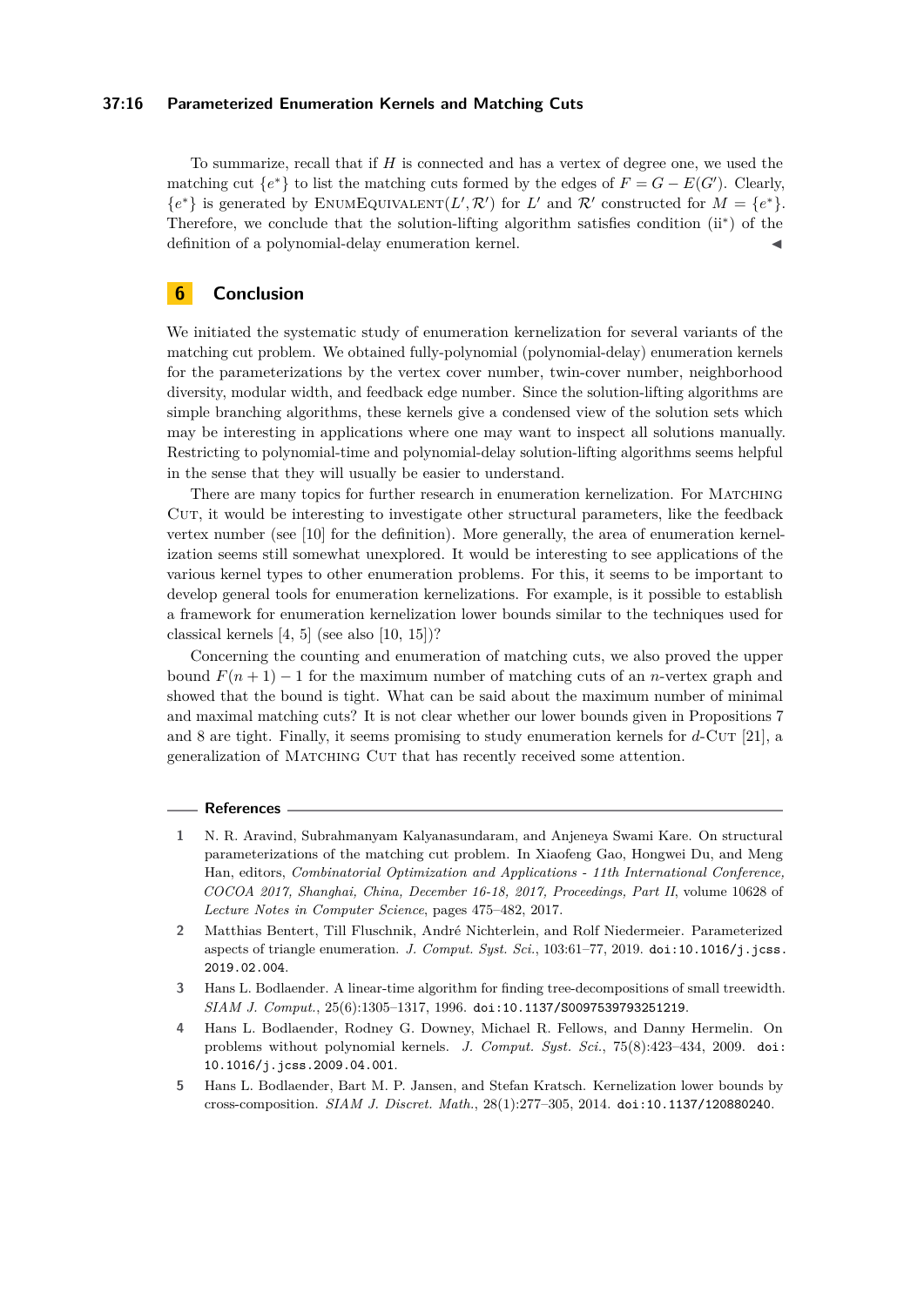To summarize, recall that if $H$ is connected and has a vertex of degree one, we used the matching cut $\{e^*\}$ to list the matching cuts formed by the edges of $F = G - E(G')$. Clearly, $\{e^*\}$ is generated by EnumEquivalent($L', \mathcal{R}'$) for $L'$ and $\mathcal{R}'$ constructed for $M = \{e^*\}$. Therefore, we conclude that the solution-lifting algorithm satisfies condition (ii*) of the definition of a polynomial-delay enumeration kernel. ◀

## 6 Conclusion

We initiated the systematic study of enumeration kernelization for several variants of the matching cut problem. We obtained fully-polynomial (polynomial-delay) enumeration kernels for the parameterizations by the vertex cover number, twin-cover number, neighborhood diversity, modular width, and feedback edge number. Since the solution-lifting algorithms are simple branching algorithms, these kernels give a condensed view of the solution sets which may be interesting in applications where one may want to inspect all solutions manually. Restricting to polynomial-time and polynomial-delay solution-lifting algorithms seems helpful in the sense that they will usually be easier to understand.

There are many topics for further research in enumeration kernelization. For Matching Cut, it would be interesting to investigate other structural parameters, like the feedback vertex number (see [10] for the definition). More generally, the area of enumeration kernelization seems still somewhat unexplored. It would be interesting to see applications of the various kernel types to other enumeration problems. For this, it seems to be important to develop general tools for enumeration kernelizations. For example, is it possible to establish a framework for enumeration kernelization lower bounds similar to the techniques used for classical kernels [4, 5] (see also [10, 15])?

Concerning the counting and enumeration of matching cuts, we also proved the upper bound $F(n+1) - 1$ for the maximum number of matching cuts of an $n$-vertex graph and showed that the bound is tight. What can be said about the maximum number of minimal and maximal matching cuts? It is not clear whether our lower bounds given in Propositions 7 and 8 are tight. Finally, it seems promising to study enumeration kernels for $d$-Cut [21], a generalization of Matching Cut that has recently received some attention.

## References

1. N. R. Aravind, Subrahmanyam Kalyanasundaram, and Anjeneya Swami Kare. On structural parameterizations of the matching cut problem. In Xiaofeng Gao, Hongwei Du, and Meng Han, editors, *Combinatorial Optimization and Applications - 11th International Conference, COCOA 2017, Shanghai, China, December 16-18, 2017, Proceedings, Part II*, volume 10628 of *Lecture Notes in Computer Science*, pages 475–482, 2017.
2. Matthias Bentert, Till Fluschnik, André Nichterlein, and Rolf Niedermeier. Parameterized aspects of triangle enumeration. *J. Comput. Syst. Sci.*, 103:61–77, 2019. doi:10.1016/j.jcss.2019.02.004.
3. Hans L. Bodlaender. A linear-time algorithm for finding tree-decompositions of small treewidth. *SIAM J. Comput.*, 25(6):1305–1317, 1996. doi:10.1137/S0097539793251219.
4. Hans L. Bodlaender, Rodney G. Downey, Michael R. Fellows, and Danny Hermelin. On problems without polynomial kernels. *J. Comput. Syst. Sci.*, 75(8):423–434, 2009. doi:10.1016/j.jcss.2009.04.001.
5. Hans L. Bodlaender, Bart M. P. Jansen, and Stefan Kratsch. Kernelization lower bounds by cross-composition. *SIAM J. Discret. Math.*, 28(1):277–305, 2014. doi:10.1137/120880240.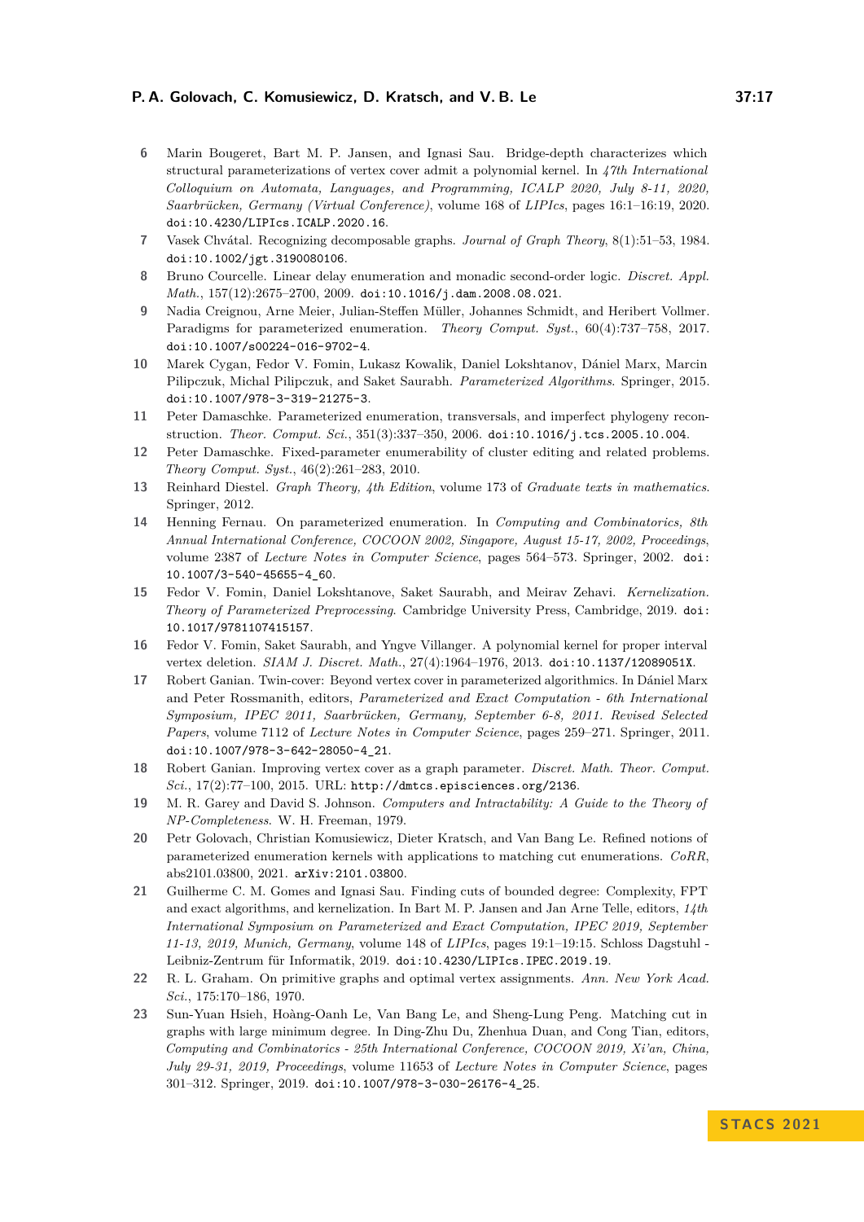6. Marin Bougeret, Bart M. P. Jansen, and Ignasi Sau. Bridge-depth characterizes which structural parameterizations of vertex cover admit a polynomial kernel. In *47th International Colloquium on Automata, Languages, and Programming, ICALP 2020, July 8-11, 2020, Saarbrücken, Germany (Virtual Conference)*, volume 168 of *LIPIcs*, pages 16:1–16:19, 2020. doi:10.4230/LIPIcs.ICALP.2020.16.
7. Vasek Chvátal. Recognizing decomposable graphs. *Journal of Graph Theory*, 8(1):51–53, 1984. doi:10.1002/jgt.3190080106.
8. Bruno Courcelle. Linear delay enumeration and monadic second-order logic. *Discret. Appl. Math.*, 157(12):2675–2700, 2009. doi:10.1016/j.dam.2008.08.021.
9. Nadia Creignou, Arne Meier, Julian-Steffen Müller, Johannes Schmidt, and Heribert Vollmer. Paradigms for parameterized enumeration. *Theory Comput. Syst.*, 60(4):737–758, 2017. doi:10.1007/s00224-016-9702-4.
10. Marek Cygan, Fedor V. Fomin, Lukasz Kowalik, Daniel Lokshtanov, Dániel Marx, Marcin Pilipczuk, Michal Pilipczuk, and Saket Saurabh. *Parameterized Algorithms*. Springer, 2015. doi:10.1007/978-3-319-21275-3.
11. Peter Damaschke. Parameterized enumeration, transversals, and imperfect phylogeny reconstruction. *Theor. Comput. Sci.*, 351(3):337–350, 2006. doi:10.1016/j.tcs.2005.10.004.
12. Peter Damaschke. Fixed-parameter enumerability of cluster editing and related problems. *Theory Comput. Syst.*, 46(2):261–283, 2010.
13. Reinhard Diestel. *Graph Theory, 4th Edition*, volume 173 of *Graduate texts in mathematics*. Springer, 2012.
14. Henning Fernau. On parameterized enumeration. In *Computing and Combinatorics, 8th Annual International Conference, COCOON 2002, Singapore, August 15-17, 2002, Proceedings*, volume 2387 of *Lecture Notes in Computer Science*, pages 564–573. Springer, 2002. doi:10.1007/3-540-45655-4_60.
15. Fedor V. Fomin, Daniel Lokshtanove, Saket Saurabh, and Meirav Zehavi. *Kernelization. Theory of Parameterized Preprocessing*. Cambridge University Press, Cambridge, 2019. doi:10.1017/9781107415157.
16. Fedor V. Fomin, Saket Saurabh, and Yngve Villanger. A polynomial kernel for proper interval vertex deletion. *SIAM J. Discret. Math.*, 27(4):1964–1976, 2013. doi:10.1137/12089051X.
17. Robert Ganian. Twin-cover: Beyond vertex cover in parameterized algorithms. In Dániel Marx and Peter Rossmanith, editors, *Parameterized and Exact Computation - 6th International Symposium, IPEC 2011, Saarbrücken, Germany, September 6-8, 2011. Revised Selected Papers*, volume 7112 of *Lecture Notes in Computer Science*, pages 259–271. Springer, 2011. doi:10.1007/978-3-642-28050-4_21.
18. Robert Ganian. Improving vertex cover as a graph parameter. *Discret. Math. Theor. Comput. Sci.*, 17(2):77–100, 2015. URL: http://dmtcs.episciences.org/2136.
19. M. R. Garey and David S. Johnson. *Computers and Intractability: A Guide to the Theory of NP-Completeness*. W. H. Freeman, 1979.
20. Petr Golovach, Christian Komusiewicz, Dieter Kratsch, and Van Bang Le. Refined notions of parameterized enumeration kernels with applications to matching cut enumerations. *CoRR*, abs2101.03800, 2021. arXiv:2101.03800.
21. Guilherme C. M. Gomes and Ignasi Sau. Finding cuts of bounded degree: Complexity, FPT and exact algorithms, and kernelization. In Bart M. P. Jansen and Jan Arne Telle, editors, *14th International Symposium on Parameterized and Exact Computation, IPEC 2019, September 11-13, 2019, Munich, Germany*, volume 148 of *LIPIcs*, pages 19:1–19:15. Schloss Dagstuhl - Leibniz-Zentrum für Informatik, 2019. doi:10.4230/LIPIcs.IPEC.2019.19.
22. R. L. Graham. On primitive graphs and optimal vertex assignments. *Ann. New York Acad. Sci.*, 175:170–186, 1970.
23. Sun-Yuan Hsieh, Hoàng-Oanh Le, Van Bang Le, and Sheng-Lung Peng. Matching cut in graphs with large minimum degree. In Ding-Zhu Du, Zhenhua Duan, and Cong Tian, editors, *Computing and Combinatorics - 25th International Conference, COCOON 2019, Xi'an, China, July 29-31, 2019, Proceedings*, volume 11653 of *Lecture Notes in Computer Science*, pages 301–312. Springer, 2019. doi:10.1007/978-3-030-26176-4_25.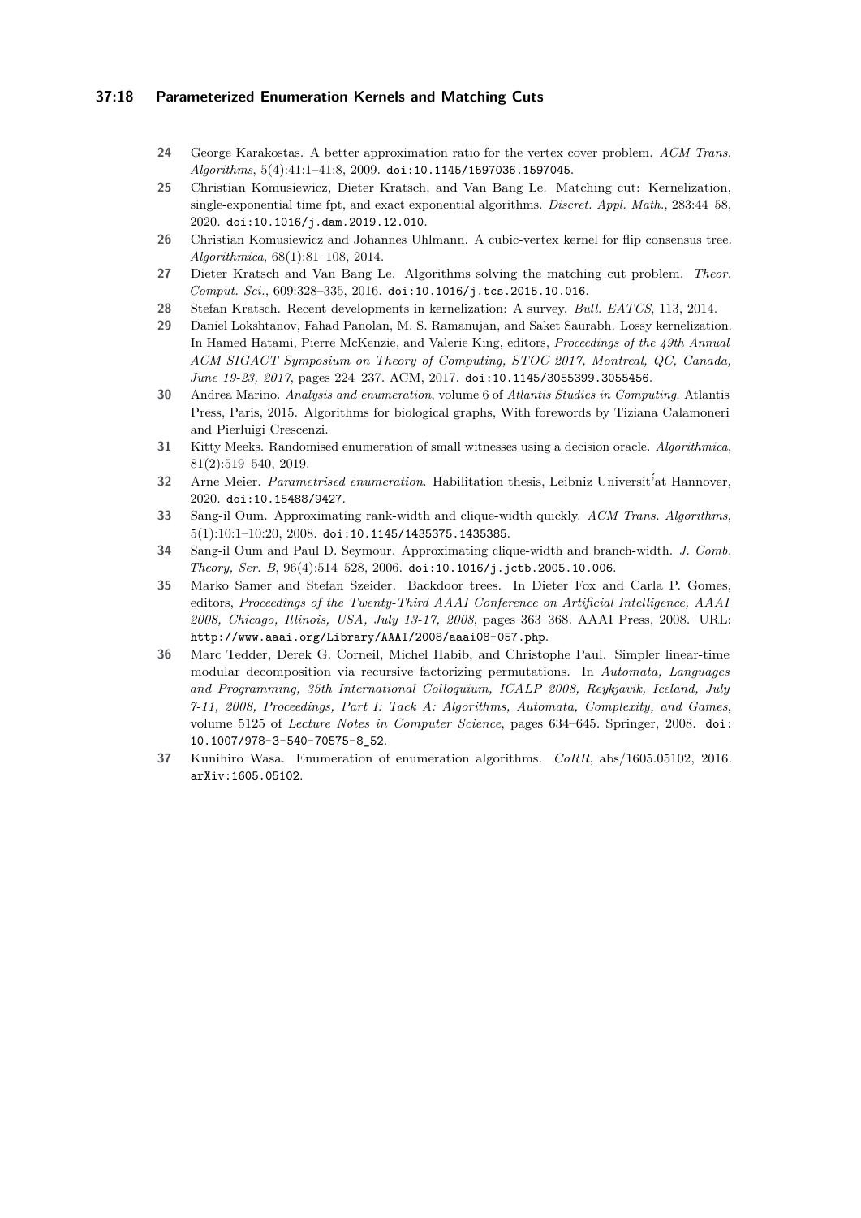24 George Karakostas. A better approximation ratio for the vertex cover problem. *ACM Trans. Algorithms*, 5(4):41:1–41:8, 2009. doi:10.1145/1597036.1597045.

25 Christian Komusiewicz, Dieter Kratsch, and Van Bang Le. Matching cut: Kernelization, single-exponential time fpt, and exact exponential algorithms. *Discret. Appl. Math.*, 283:44–58, 2020. doi:10.1016/j.dam.2019.12.010.

26 Christian Komusiewicz and Johannes Uhlmann. A cubic-vertex kernel for flip consensus tree. *Algorithmica*, 68(1):81–108, 2014.

27 Dieter Kratsch and Van Bang Le. Algorithms solving the matching cut problem. *Theor. Comput. Sci.*, 609:328–335, 2016. doi:10.1016/j.tcs.2015.10.016.

28 Stefan Kratsch. Recent developments in kernelization: A survey. *Bull. EATCS*, 113, 2014.

29 Daniel Lokshtanov, Fahad Panolan, M. S. Ramanujan, and Saket Saurabh. Lossy kernelization. In Hamed Hatami, Pierre McKenzie, and Valerie King, editors, *Proceedings of the 49th Annual ACM SIGACT Symposium on Theory of Computing, STOC 2017, Montreal, QC, Canada, June 19-23, 2017*, pages 224–237. ACM, 2017. doi:10.1145/3055399.3055456.

30 Andrea Marino. *Analysis and enumeration*, volume 6 of *Atlantis Studies in Computing*. Atlantis Press, Paris, 2015. Algorithms for biological graphs, With forewords by Tiziana Calamoneri and Pierluigi Crescenzi.

31 Kitty Meeks. Randomised enumeration of small witnesses using a decision oracle. *Algorithmica*, 81(2):519–540, 2019.

32 Arne Meier. *Parametrised enumeration*. Habilitation thesis, Leibniz Universit́at Hannover, 2020. doi:10.15488/9427.

33 Sang-il Oum. Approximating rank-width and clique-width quickly. *ACM Trans. Algorithms*, 5(1):10:1–10:20, 2008. doi:10.1145/1435375.1435385.

34 Sang-il Oum and Paul D. Seymour. Approximating clique-width and branch-width. *J. Comb. Theory, Ser. B*, 96(4):514–528, 2006. doi:10.1016/j.jctb.2005.10.006.

35 Marko Samer and Stefan Szeider. Backdoor trees. In Dieter Fox and Carla P. Gomes, editors, *Proceedings of the Twenty-Third AAAI Conference on Artificial Intelligence, AAAI 2008, Chicago, Illinois, USA, July 13-17, 2008*, pages 363–368. AAAI Press, 2008. URL: http://www.aaai.org/Library/AAAI/2008/aaai08-057.php.

36 Marc Tedder, Derek G. Corneil, Michel Habib, and Christophe Paul. Simpler linear-time modular decomposition via recursive factorizing permutations. In *Automata, Languages and Programming, 35th International Colloquium, ICALP 2008, Reykjavik, Iceland, July 7-11, 2008, Proceedings, Part I: Tack A: Algorithms, Automata, Complexity, and Games*, volume 5125 of *Lecture Notes in Computer Science*, pages 634–645. Springer, 2008. doi:10.1007/978-3-540-70575-8_52.

37 Kunihiro Wasa. Enumeration of enumeration algorithms. *CoRR*, abs/1605.05102, 2016. arXiv:1605.05102.